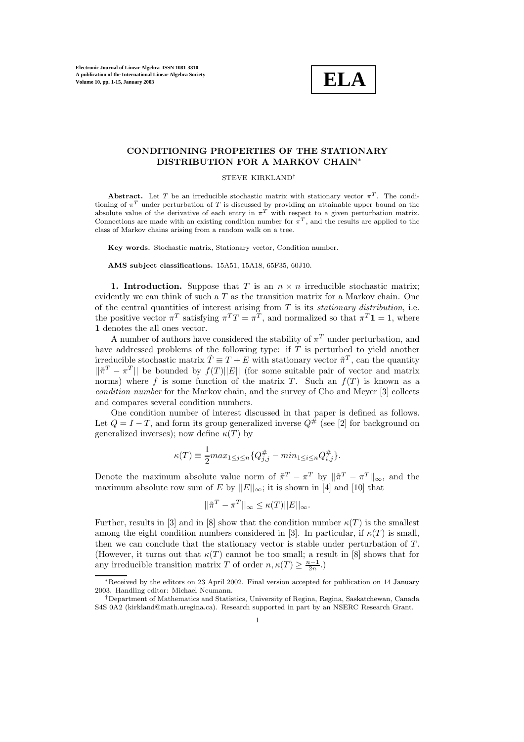# CONDITIONING PROPERTIES OF THE STATIONARY DISTRIBUTION FOR A MARKOV CHAIN*

STEVE KIRKLAND†

**Abstract.** Let $T$ be an irreducible stochastic matrix with stationary vector $\pi^T$. The conditioning of $\pi^T$ under perturbation of $T$ is discussed by providing an attainable upper bound on the absolute value of the derivative of each entry in $\pi^T$ with respect to a given perturbation matrix. Connections are made with an existing condition number for $\pi^T$, and the results are applied to the class of Markov chains arising from a random walk on a tree.

**Key words.** Stochastic matrix, Stationary vector, Condition number.

**AMS subject classifications.** 15A51, 15A18, 65F35, 60J10.

## 1. Introduction.

Suppose that $T$ is an $n \times n$ irreducible stochastic matrix; evidently we can think of such a $T$ as the transition matrix for a Markov chain. One of the central quantities of interest arising from $T$ is its *stationary distribution*, i.e. the positive vector $\pi^T$ satisfying $\pi^T T = \pi^T$, and normalized so that $\pi^T \mathbf{1} = 1$, where $\mathbf{1}$ denotes the all ones vector.

A number of authors have considered the stability of $\pi^T$ under perturbation, and have addressed problems of the following type: if $T$ is perturbed to yield another irreducible stochastic matrix $\tilde{T} \equiv T + E$ with stationary vector $\tilde{\pi}^T$, can the quantity $||\tilde{\pi}^T - \pi^T||$ be bounded by $f(T)||E||$ (for some suitable pair of vector and matrix norms) where $f$ is some function of the matrix $T$. Such an $f(T)$ is known as a *condition number* for the Markov chain, and the survey of Cho and Meyer [3] collects and compares several condition numbers.

One condition number of interest discussed in that paper is defined as follows. Let $Q = I - T$, and form its group generalized inverse $Q^{\#}$ (see [2] for background on generalized inverses); now define $\kappa(T)$ by

$$\kappa(T) \equiv \frac{1}{2} max_{1 \le j \le n} \{Q^{\#}_{j,j} - min_{1 \le i \le n} Q^{\#}_{i,j}\}.$$

Denote the maximum absolute value norm of $\tilde{\pi}^T - \pi^T$ by $||\tilde{\pi}^T - \pi^T||_{\infty}$, and the maximum absolute row sum of $E$ by $||E||_{\infty}$; it is shown in [4] and [10] that

$$||\tilde{\pi}^T - \pi^T||_{\infty} \le \kappa(T)||E||_{\infty}.$$

Further, results in [3] and in [8] show that the condition number $\kappa(T)$ is the smallest among the eight condition numbers considered in [3]. In particular, if $\kappa(T)$ is small, then we can conclude that the stationary vector is stable under perturbation of $T$. (However, it turns out that $\kappa(T)$ cannot be too small; a result in [8] shows that for any irreducible transition matrix $T$ of order $n, \kappa(T) \ge \frac{n-1}{2n}$.)

---

*Received by the editors on 23 April 2002. Final version accepted for publication on 14 January 2003. Handling editor: Michael Neumann.

†Department of Mathematics and Statistics, University of Regina, Regina, Saskatchewan, Canada S4S 0A2 (kirkland@math.uregina.ca). Research supported in part by an NSERC Research Grant.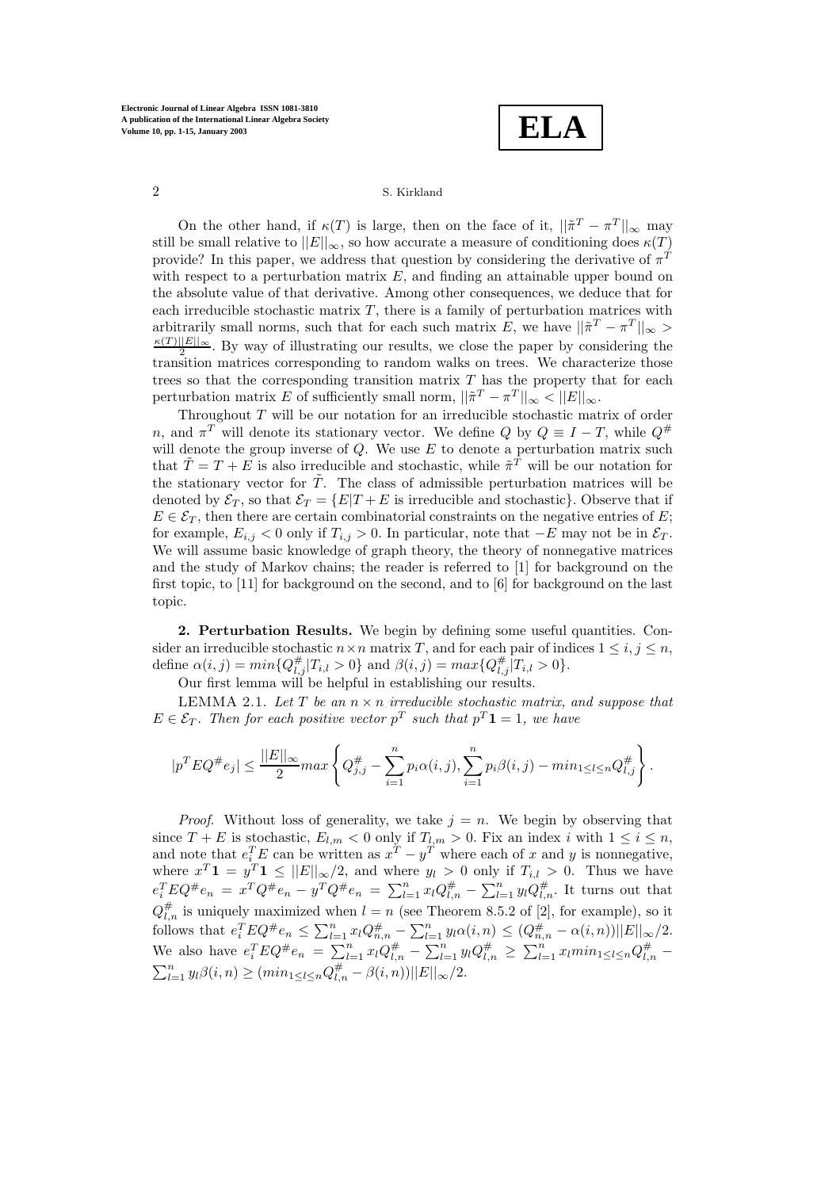On the other hand, if $\kappa(T)$ is large, then on the face of it, $||\tilde{\pi}^T - \pi^T||_\infty$ may still be small relative to $||E||_\infty$, so how accurate a measure of conditioning does $\kappa(T)$ provide? In this paper, we address that question by considering the derivative of $\pi^T$ with respect to a perturbation matrix $E$, and finding an attainable upper bound on the absolute value of that derivative. Among other consequences, we deduce that for each irreducible stochastic matrix $T$, there is a family of perturbation matrices with arbitrarily small norms, such that for each such matrix $E$, we have $||\tilde{\pi}^T - \pi^T||_\infty > \frac{\kappa(T)||E||_\infty}{2}$. By way of illustrating our results, we close the paper by considering the transition matrices corresponding to random walks on trees. We characterize those trees so that the corresponding transition matrix $T$ has the property that for each perturbation matrix $E$ of sufficiently small norm, $||\tilde{\pi}^T - \pi^T||_\infty < ||E||_\infty$.

Throughout $T$ will be our notation for an irreducible stochastic matrix of order $n$, and $\pi^T$ will denote its stationary vector. We define $Q$ by $Q \equiv I - T$, while $Q^\#$ will denote the group inverse of $Q$. We use $E$ to denote a perturbation matrix such that $\tilde{T} = T + E$ is also irreducible and stochastic, while $\tilde{\pi}^T$ will be our notation for the stationary vector for $\tilde{T}$. The class of admissible perturbation matrices will be denoted by $\mathcal{E}_T$, so that $\mathcal{E}_T = \{E|T + E \text{ is irreducible and stochastic}\}$. Observe that if $E \in \mathcal{E}_T$, then there are certain combinatorial constraints on the negative entries of $E$; for example, $E_{i,j} < 0$ only if $T_{i,j} > 0$. In particular, note that $-E$ may not be in $\mathcal{E}_T$. We will assume basic knowledge of graph theory, the theory of nonnegative matrices and the study of Markov chains; the reader is referred to [1] for background on the first topic, to [11] for background on the second, and to [6] for background on the last topic.

## 2. Perturbation Results.

We begin by defining some useful quantities. Consider an irreducible stochastic $n \times n$ matrix $T$, and for each pair of indices $1 \le i, j \le n$, define $\alpha(i,j) = min\{Q^\#_{l,j} | T_{i,l} > 0\}$ and $\beta(i,j) = max\{Q^\#_{l,j} | T_{i,l} > 0\}$.

Our first lemma will be helpful in establishing our results.

LEMMA 2.1. *Let $T$ be an $n \times n$ irreducible stochastic matrix, and suppose that $E \in \mathcal{E}_T$. Then for each positive vector $p^T$ such that $p^T \mathbf{1} = 1$, we have*

$$|p^T E Q^\# e_j| \le \frac{||E||_\infty}{2} max \left\{ Q^\#_{j,j} - \sum_{i=1}^n p_i \alpha(i,j), \sum_{i=1}^n p_i \beta(i,j) - min_{1 \le l \le n} Q^\#_{l,j} \right\}.$$

*Proof.* Without loss of generality, we take $j = n$. We begin by observing that since $T + E$ is stochastic, $E_{l,m} < 0$ only if $T_{l,m} > 0$. Fix an index $i$ with $1 \le i \le n$, and note that $e_i^T E$ can be written as $x^T - y^T$ where each of $x$ and $y$ is nonnegative, where $x^T \mathbf{1} = y^T \mathbf{1} \le ||E||_\infty/2$, and where $y_l > 0$ only if $T_{i,l} > 0$. Thus we have $e_i^T E Q^\# e_n = x^T Q^\# e_n - y^T Q^\# e_n = \sum_{l=1}^n x_l Q^\#_{l,n} - \sum_{l=1}^n y_l Q^\#_{l,n}$. It turns out that $Q^\#_{l,n}$ is uniquely maximized when $l = n$ (see Theorem 8.5.2 of [2], for example), so it follows that $e_i^T E Q^\# e_n \le \sum_{l=1}^n x_l Q^\#_{n,n} - \sum_{l=1}^n y_l \alpha(i,n) \le (Q^\#_{n,n} - \alpha(i,n))||E||_\infty/2$. We also have $e_i^T E Q^\# e_n = \sum_{l=1}^n x_l Q^\#_{l,n} - \sum_{l=1}^n y_l Q^\#_{l,n} \ge \sum_{l=1}^n x_l min_{1 \le l \le n} Q^\#_{l,n} - \sum_{l=1}^n y_l \beta(i,n) \ge (min_{1 \le l \le n} Q^\#_{l,n} - \beta(i,n))||E||_\infty/2$.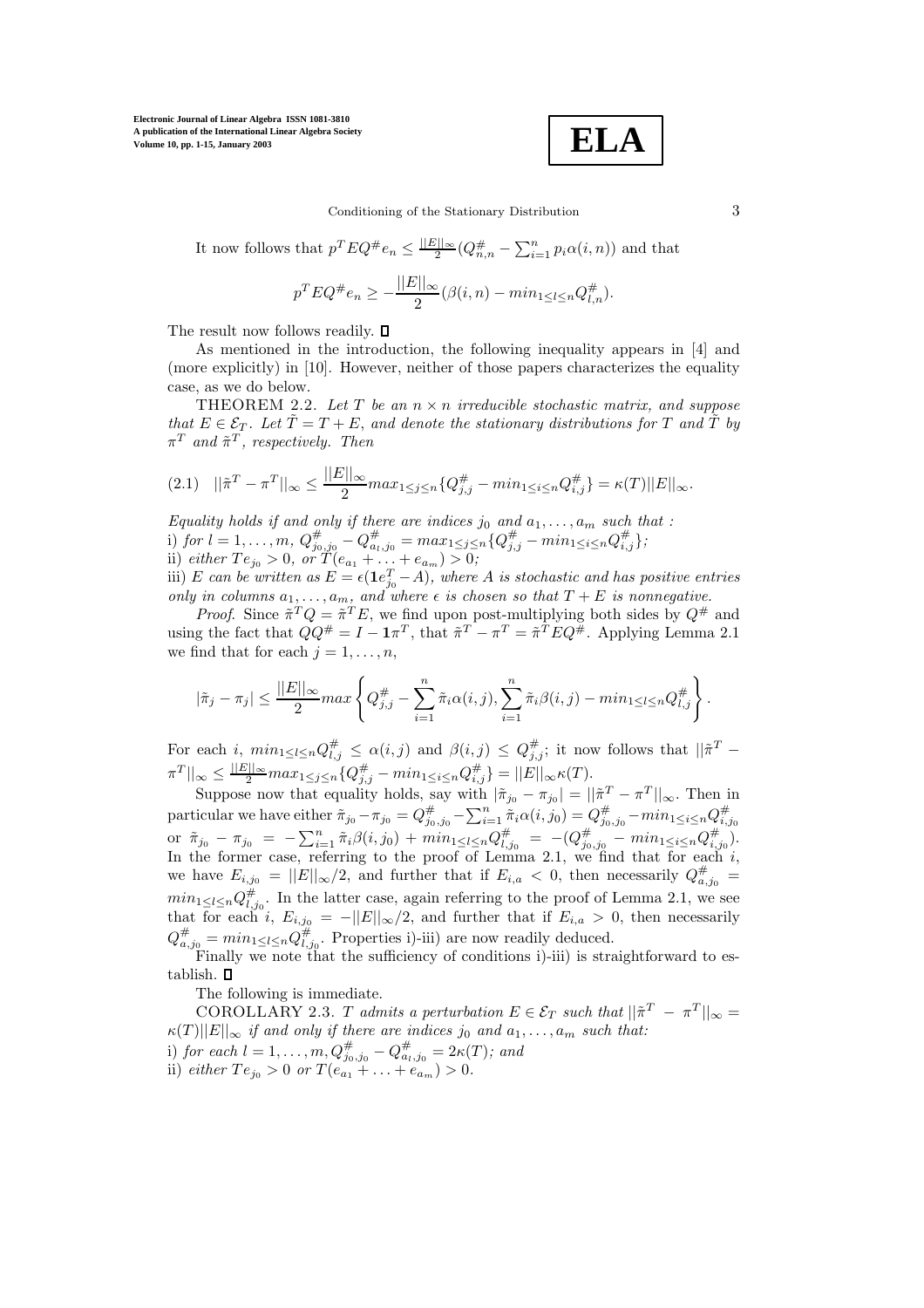It now follows that $p^T E Q^{\#} e_n \leq \frac{||E||_\infty}{2}(Q^{\#}_{n,n} - \sum_{i=1}^n p_i \alpha(i,n))$ and that

$$p^T E Q^{\#} e_n \geq -\frac{||E||_\infty}{2}(\beta(i,n) - min_{1 \leq l \leq n} Q^{\#}_{l,n}).$$

The result now follows readily. $\square$

As mentioned in the introduction, the following inequality appears in [4] and (more explicitly) in [10]. However, neither of those papers characterizes the equality case, as we do below.

THEOREM 2.2. *Let $T$ be an $n \times n$ irreducible stochastic matrix, and suppose that $E \in \mathcal{E}_T$. Let $\tilde{T} = T + E$, and denote the stationary distributions for $T$ and $\tilde{T}$ by $\pi^T$ and $\tilde{\pi}^T$, respectively. Then*

$$(2.1) \quad ||\tilde{\pi}^T - \pi^T||_\infty \leq \frac{||E||_\infty}{2} max_{1 \leq j \leq n}\{Q^{\#}_{j,j} - min_{1 \leq i \leq n} Q^{\#}_{i,j}\} = \kappa(T)||E||_\infty.$$

*Equality holds if and only if there are indices $j_0$ and $a_1, \ldots, a_m$ such that :*
*i) for $l = 1, \ldots, m$, $Q^{\#}_{j_0,j_0} - Q^{\#}_{a_l,j_0} = max_{1 \leq j \leq n}\{Q^{\#}_{j,j} - min_{1 \leq i \leq n} Q^{\#}_{i,j}\}$;*
*ii) either $Te_{j_0} > 0$, or $T(e_{a_1} + \ldots + e_{a_m}) > 0$;*
*iii) $E$ can be written as $E = \epsilon(\mathbf{1}e_{j_0}^T - A)$, where $A$ is stochastic and has positive entries only in columns $a_1, \ldots, a_m$, and where $\epsilon$ is chosen so that $T + E$ is nonnegative.*

*Proof.* Since $\tilde{\pi}^T Q = \tilde{\pi}^T E$, we find upon post-multiplying both sides by $Q^{\#}$ and using the fact that $QQ^{\#} = I - \mathbf{1}\pi^T$, that $\tilde{\pi}^T - \pi^T = \tilde{\pi}^T E Q^{\#}$. Applying Lemma 2.1 we find that for each $j = 1, \ldots, n$,

$$|\tilde{\pi}_j - \pi_j| \leq \frac{||E||_\infty}{2} max\left\{Q^{\#}_{j,j} - \sum_{i=1}^n \tilde{\pi}_i \alpha(i,j), \sum_{i=1}^n \tilde{\pi}_i \beta(i,j) - min_{1 \leq l \leq n} Q^{\#}_{l,j}\right\}.$$

For each $i$, $min_{1 \leq l \leq n} Q^{\#}_{l,j} \leq \alpha(i,j)$ and $\beta(i,j) \leq Q^{\#}_{j,j}$; it now follows that $||\tilde{\pi}^T - \pi^T||_\infty \leq \frac{||E||_\infty}{2} max_{1 \leq j \leq n}\{Q^{\#}_{j,j} - min_{1 \leq i \leq n} Q^{\#}_{i,j}\} = ||E||_\infty \kappa(T)$.

Suppose now that equality holds, say with $|\tilde{\pi}_{j_0} - \pi_{j_0}| = ||\tilde{\pi}^T - \pi^T||_\infty$. Then in particular we have either $\tilde{\pi}_{j_0} - \pi_{j_0} = Q^{\#}_{j_0,j_0} - \sum_{i=1}^n \tilde{\pi}_i \alpha(i,j_0) = Q^{\#}_{j_0,j_0} - min_{1 \leq i \leq n} Q^{\#}_{i,j_0}$ or $\tilde{\pi}_{j_0} - \pi_{j_0} = -\sum_{i=1}^n \tilde{\pi}_i \beta(i,j_0) + min_{1 \leq l \leq n} Q^{\#}_{l,j_0} = -(Q^{\#}_{j_0,j_0} - min_{1 \leq i \leq n} Q^{\#}_{i,j_0})$. In the former case, referring to the proof of Lemma 2.1, we find that for each $i$, we have $E_{i,j_0} = ||E||_\infty/2$, and further that if $E_{i,a} < 0$, then necessarily $Q^{\#}_{a,j_0} = min_{1 \leq l \leq n} Q^{\#}_{l,j_0}$. In the latter case, again referring to the proof of Lemma 2.1, we see that for each $i$, $E_{i,j_0} = -||E||_\infty/2$, and further that if $E_{i,a} > 0$, then necessarily $Q^{\#}_{a,j_0} = min_{1 \leq l \leq n} Q^{\#}_{l,j_0}$. Properties i)-iii) are now readily deduced.

Finally we note that the sufficiency of conditions i)-iii) is straightforward to establish. $\square$

The following is immediate.

COROLLARY 2.3. *$T$ admits a perturbation $E \in \mathcal{E}_T$ such that $||\tilde{\pi}^T - \pi^T||_\infty = \kappa(T)||E||_\infty$ if and only if there are indices $j_0$ and $a_1, \ldots, a_m$ such that:*
*i) for each $l = 1, \ldots, m, Q^{\#}_{j_0,j_0} - Q^{\#}_{a_l,j_0} = 2\kappa(T)$; and*
*ii) either $Te_{j_0} > 0$ or $T(e_{a_1} + \ldots + e_{a_m}) > 0$.*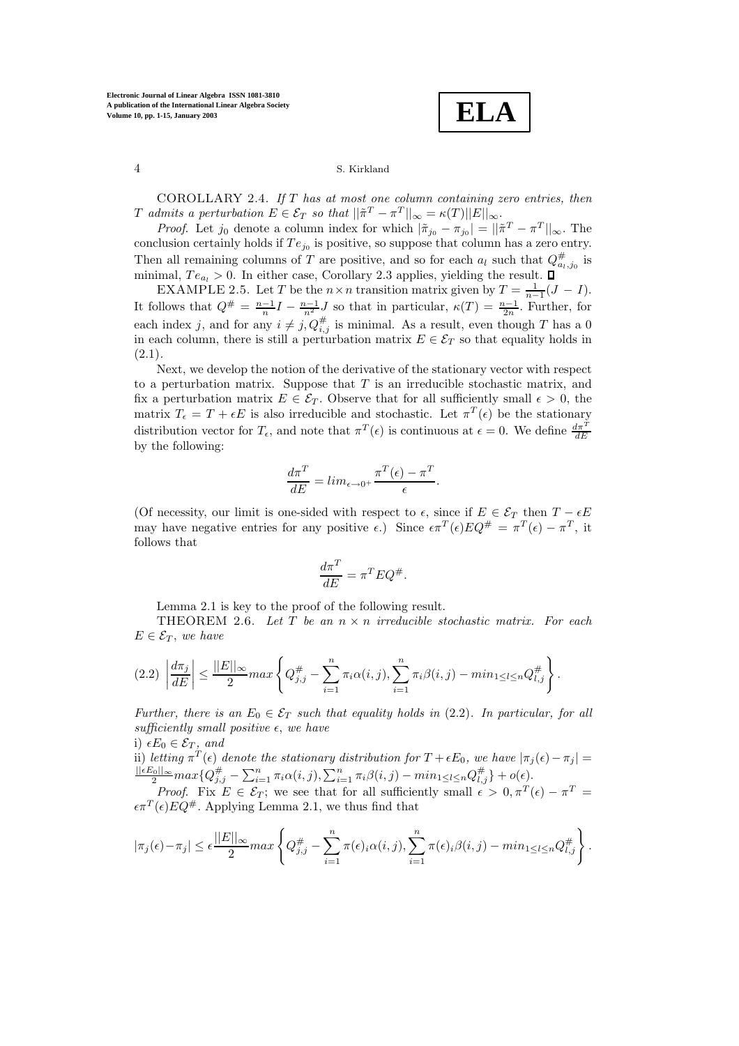COROLLARY 2.4. *If $T$ has at most one column containing zero entries, then $T$ admits a perturbation $E \in \mathcal{E}_T$ so that $||\tilde{\pi}^T - \pi^T||_\infty = \kappa(T)||E||_\infty$.*

*Proof*. Let $j_0$ denote a column index for which $|\tilde{\pi}_{j_0} - \pi_{j_0}| = ||\tilde{\pi}^T - \pi^T||_\infty$. The conclusion certainly holds if $Te_{j_0}$ is positive, so suppose that column has a zero entry. Then all remaining columns of $T$ are positive, and so for each $a_l$ such that $Q^{\#}_{a_l,j_0}$ is minimal, $Te_{a_l} > 0$. In either case, Corollary 2.3 applies, yielding the result. □

EXAMPLE 2.5. Let $T$ be the $n \times n$ transition matrix given by $T = \frac{1}{n-1}(J - I)$. It follows that $Q^{\#} = \frac{n-1}{n}I - \frac{n-1}{n^2}J$ so that in particular, $\kappa(T) = \frac{n-1}{2n}$. Further, for each index $j$, and for any $i \neq j, Q^{\#}_{i,j}$ is minimal. As a result, even though $T$ has a 0 in each column, there is still a perturbation matrix $E \in \mathcal{E}_T$ so that equality holds in (2.1).

Next, we develop the notion of the derivative of the stationary vector with respect to a perturbation matrix. Suppose that $T$ is an irreducible stochastic matrix, and fix a perturbation matrix $E \in \mathcal{E}_T$. Observe that for all sufficiently small $\epsilon > 0$, the matrix $T_\epsilon = T + \epsilon E$ is also irreducible and stochastic. Let $\pi^T(\epsilon)$ be the stationary distribution vector for $T_\epsilon$, and note that $\pi^T(\epsilon)$ is continuous at $\epsilon = 0$. We define $\frac{d\pi^T}{dE}$ by the following:

$$\frac{d\pi^T}{dE} = lim_{\epsilon \to 0^+} \frac{\pi^T(\epsilon) - \pi^T}{\epsilon}.$$

(Of necessity, our limit is one-sided with respect to $\epsilon$, since if $E \in \mathcal{E}_T$ then $T - \epsilon E$ may have negative entries for any positive $\epsilon$.) Since $\epsilon \pi^T(\epsilon) E Q^{\#} = \pi^T(\epsilon) - \pi^T$, it follows that

$$\frac{d\pi^T}{dE} = \pi^T E Q^{\#}.$$

Lemma 2.1 is key to the proof of the following result.

THEOREM 2.6. *Let $T$ be an $n \times n$ irreducible stochastic matrix. For each $E \in \mathcal{E}_T$, we have*

$$(2.2)\quad \left|\frac{d\pi_j}{dE}\right| \leq \frac{||E||_\infty}{2} max\left\{Q^{\#}_{j,j} - \sum_{i=1}^{n} \pi_i \alpha(i,j), \sum_{i=1}^{n} \pi_i \beta(i,j) - min_{1 \leq l \leq n} Q^{\#}_{l,j}\right\}.$$

*Further, there is an $E_0 \in \mathcal{E}_T$ such that equality holds in (2.2). In particular, for all sufficiently small positive $\epsilon$, we have*

i) *$\epsilon E_0 \in \mathcal{E}_T$, and*

ii) *letting $\pi^T(\epsilon)$ denote the stationary distribution for $T + \epsilon E_0$, we have $|\pi_j(\epsilon) - \pi_j| = \frac{||\epsilon E_0||_\infty}{2} max\{Q^{\#}_{j,j} - \sum_{i=1}^{n} \pi_i \alpha(i,j), \sum_{i=1}^{n} \pi_i \beta(i,j) - min_{1 \leq l \leq n} Q^{\#}_{l,j}\} + o(\epsilon)$.*

*Proof*. Fix $E \in \mathcal{E}_T$; we see that for all sufficiently small $\epsilon > 0, \pi^T(\epsilon) - \pi^T = \epsilon \pi^T(\epsilon) E Q^{\#}$. Applying Lemma 2.1, we thus find that

$$|\pi_j(\epsilon) - \pi_j| \leq \epsilon \frac{||E||_\infty}{2} max\left\{Q^{\#}_{j,j} - \sum_{i=1}^{n} \pi(\epsilon)_i \alpha(i,j), \sum_{i=1}^{n} \pi(\epsilon)_i \beta(i,j) - min_{1 \leq l \leq n} Q^{\#}_{l,j}\right\}.$$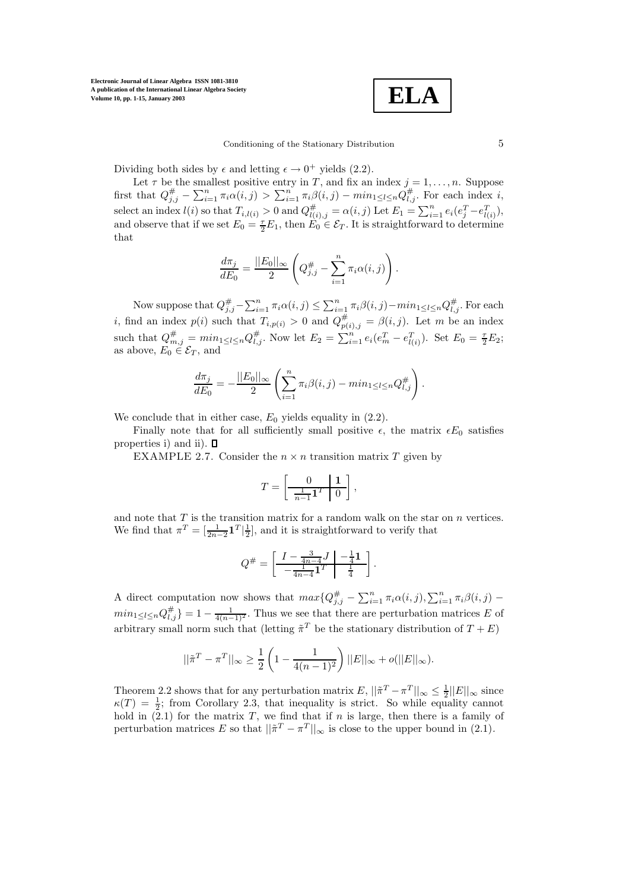Dividing both sides by $\epsilon$ and letting $\epsilon \to 0^+$ yields (2.2).

Let $\tau$ be the smallest positive entry in $T$, and fix an index $j = 1, \ldots, n$. Suppose first that $Q^{\#}_{j,j} - \sum_{i=1}^{n} \pi_i \alpha(i,j) > \sum_{i=1}^{n} \pi_i \beta(i,j) - min_{1 \le l \le n} Q^{\#}_{l,j}$. For each index $i$, select an index $l(i)$ so that $T_{i,l(i)} > 0$ and $Q^{\#}_{l(i),j} = \alpha(i,j)$ Let $E_1 = \sum_{i=1}^{n} e_i(e_j^T - e_{l(i)}^T)$, and observe that if we set $E_0 = \frac{\tau}{2} E_1$, then $E_0 \in \mathcal{E}_T$. It is straightforward to determine that

$$\frac{d\pi_j}{dE_0} = \frac{||E_0||_\infty}{2} \left( Q^{\#}_{j,j} - \sum_{i=1}^{n} \pi_i \alpha(i,j) \right).$$

Now suppose that $Q^{\#}_{j,j} - \sum_{i=1}^{n} \pi_i \alpha(i,j) \le \sum_{i=1}^{n} \pi_i \beta(i,j) - min_{1 \le l \le n} Q^{\#}_{l,j}$. For each $i$, find an index $p(i)$ such that $T_{i,p(i)} > 0$ and $Q^{\#}_{p(i),j} = \beta(i,j)$. Let $m$ be an index such that $Q^{\#}_{m,j} = min_{1 \le l \le n} Q^{\#}_{l,j}$. Now let $E_2 = \sum_{i=1}^{n} e_i(e_m^T - e_{l(i)}^T)$. Set $E_0 = \frac{\tau}{2} E_2$; as above, $E_0 \in \mathcal{E}_T$, and

$$\frac{d\pi_j}{dE_0} = -\frac{||E_0||_\infty}{2} \left( \sum_{i=1}^{n} \pi_i \beta(i,j) - min_{1 \le l \le n} Q^{\#}_{l,j} \right).$$

We conclude that in either case, $E_0$ yields equality in (2.2).

Finally note that for all sufficiently small positive $\epsilon$, the matrix $\epsilon E_0$ satisfies properties i) and ii). $\square$

EXAMPLE 2.7. Consider the $n \times n$ transition matrix $T$ given by

$$T = \left[ \begin{array}{c|c} 0 & \mathbf{1} \\ \hline \frac{1}{n-1} \mathbf{1}^T & 0 \end{array} \right],$$

and note that $T$ is the transition matrix for a random walk on the star on $n$ vertices. We find that $\pi^T = [\frac{1}{2n-2} \mathbf{1}^T | \frac{1}{2}]$, and it is straightforward to verify that

$$Q^{\#} = \left[ \begin{array}{c|c} I - \frac{3}{4n-4} J & -\frac{1}{4} \mathbf{1} \\ \hline -\frac{1}{4n-4} \mathbf{1}^T & \frac{1}{4} \end{array} \right].$$

A direct computation now shows that $max\{Q^{\#}_{j,j} - \sum_{i=1}^{n} \pi_i \alpha(i,j), \sum_{i=1}^{n} \pi_i \beta(i,j) - min_{1 \le l \le n} Q^{\#}_{l,j}\} = 1 - \frac{1}{4(n-1)^2}$. Thus we see that there are perturbation matrices $E$ of arbitrary small norm such that (letting $\tilde{\pi}^T$ be the stationary distribution of $T + E$)

$$||\tilde{\pi}^T - \pi^T||_\infty \ge \frac{1}{2} \left( 1 - \frac{1}{4(n-1)^2} \right) ||E||_\infty + o(||E||_\infty).$$

Theorem 2.2 shows that for any perturbation matrix $E$, $||\tilde{\pi}^T - \pi^T||_\infty \le \frac{1}{2} ||E||_\infty$ since $\kappa(T) = \frac{1}{2}$; from Corollary 2.3, that inequality is strict. So while equality cannot hold in (2.1) for the matrix $T$, we find that if $n$ is large, then there is a family of perturbation matrices $E$ so that $||\tilde{\pi}^T - \pi^T||_\infty$ is close to the upper bound in (2.1).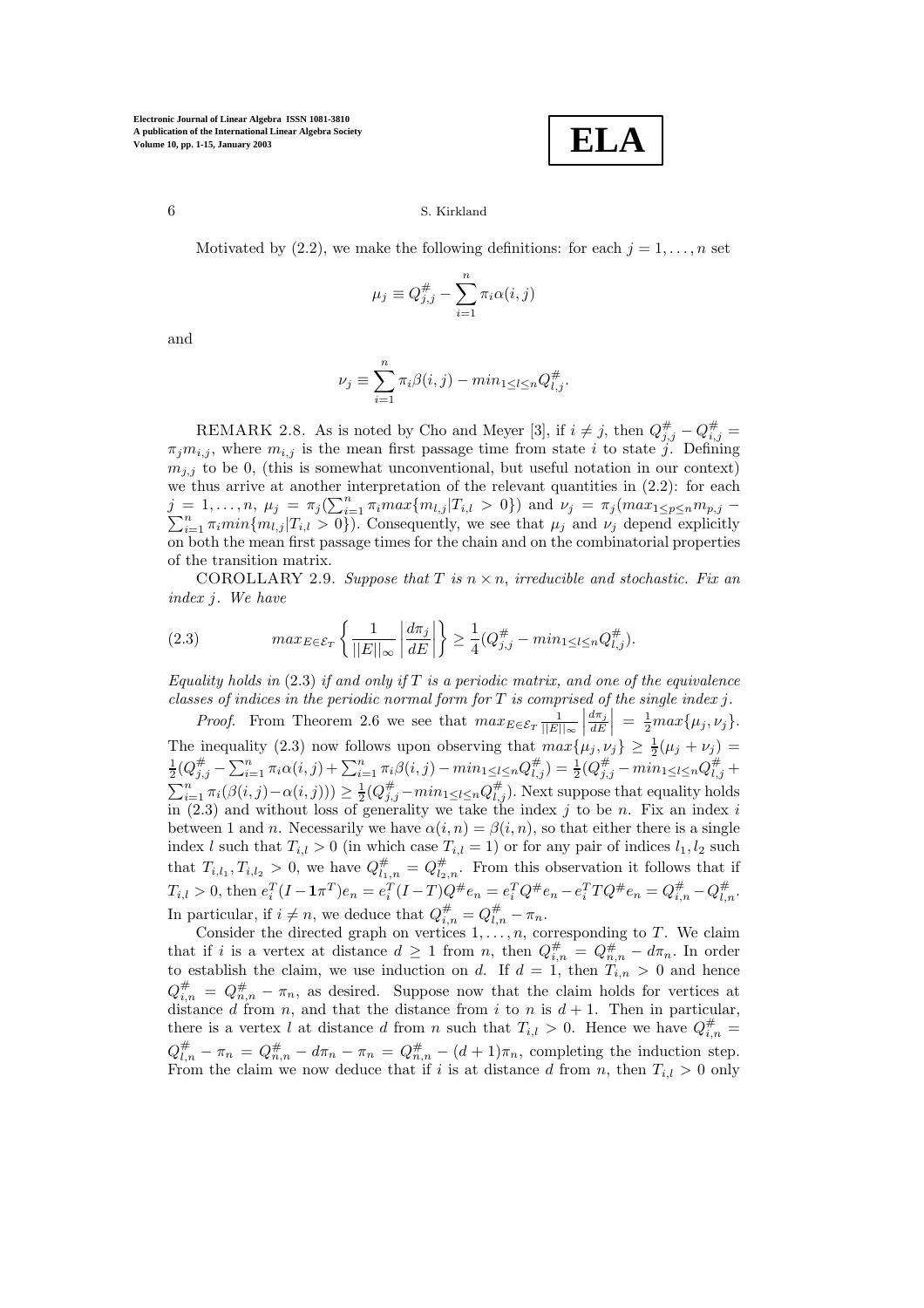Motivated by (2.2), we make the following definitions: for each $j = 1, \ldots, n$ set

$$\mu_j \equiv Q^{\#}_{j,j} - \sum_{i=1}^{n} \pi_i \alpha(i,j)$$

and

$$\nu_j \equiv \sum_{i=1}^{n} \pi_i \beta(i,j) - min_{1 \le l \le n} Q^{\#}_{l,j}.$$

REMARK 2.8. As is noted by Cho and Meyer [3], if $i \neq j$, then $Q^{\#}_{j,j} - Q^{\#}_{i,j} = \pi_j m_{i,j}$, where $m_{i,j}$ is the mean first passage time from state $i$ to state $j$. Defining $m_{j,j}$ to be 0, (this is somewhat unconventional, but useful notation in our context) we thus arrive at another interpretation of the relevant quantities in (2.2): for each $j = 1, \ldots, n$, $\mu_j = \pi_j (\sum_{i=1}^{n} \pi_i max\{m_{l,j} | T_{i,l} > 0\})$ and $\nu_j = \pi_j (max_{1 \le p \le n} m_{p,j} - \sum_{i=1}^{n} \pi_i min\{m_{l,j} | T_{i,l} > 0\})$. Consequently, we see that $\mu_j$ and $\nu_j$ depend explicitly on both the mean first passage times for the chain and on the combinatorial properties of the transition matrix.

COROLLARY 2.9. *Suppose that $T$ is $n \times n$, irreducible and stochastic. Fix an index $j$. We have*

$$max_{E \in \mathcal{E}_T} \left\{ \frac{1}{||E||_\infty} \left| \frac{d\pi_j}{dE} \right| \right\} \ge \frac{1}{4}(Q^{\#}_{j,j} - min_{1 \le l \le n} Q^{\#}_{l,j}). \tag{2.3}$$

*Equality holds in* (2.3) *if and only if $T$ is a periodic matrix, and one of the equivalence classes of indices in the periodic normal form for $T$ is comprised of the single index $j$.*

*Proof.* From Theorem 2.6 we see that $max_{E \in \mathcal{E}_T} \frac{1}{||E||_\infty} \left| \frac{d\pi_j}{dE} \right| = \frac{1}{2} max\{\mu_j, \nu_j\}$. The inequality (2.3) now follows upon observing that $max\{\mu_j, \nu_j\} \ge \frac{1}{2}(\mu_j + \nu_j) = \frac{1}{2}(Q^{\#}_{j,j} - \sum_{i=1}^{n} \pi_i \alpha(i,j) + \sum_{i=1}^{n} \pi_i \beta(i,j) - min_{1 \le l \le n} Q^{\#}_{l,j}) = \frac{1}{2}(Q^{\#}_{j,j} - min_{1 \le l \le n} Q^{\#}_{l,j} + \sum_{i=1}^{n} \pi_i (\beta(i,j) - \alpha(i,j))) \ge \frac{1}{2}(Q^{\#}_{j,j} - min_{1 \le l \le n} Q^{\#}_{l,j})$. Next suppose that equality holds in (2.3) and without loss of generality we take the index $j$ to be $n$. Fix an index $i$ between 1 and $n$. Necessarily we have $\alpha(i,n) = \beta(i,n)$, so that either there is a single index $l$ such that $T_{i,l} > 0$ (in which case $T_{i,l} = 1$) or for any pair of indices $l_1, l_2$ such that $T_{i,l_1}, T_{i,l_2} > 0$, we have $Q^{\#}_{l_1,n} = Q^{\#}_{l_2,n}$. From this observation it follows that if $T_{i,l} > 0$, then $e_i^T (I - \mathbf{1}\pi^T) e_n = e_i^T (I - T) Q^{\#} e_n = e_i^T Q^{\#} e_n - e_i^T T Q^{\#} e_n = Q^{\#}_{i,n} - Q^{\#}_{l,n}$. In particular, if $i \neq n$, we deduce that $Q^{\#}_{i,n} = Q^{\#}_{l,n} - \pi_n$.

Consider the directed graph on vertices $1, \ldots, n$, corresponding to $T$. We claim that if $i$ is a vertex at distance $d \ge 1$ from $n$, then $Q^{\#}_{i,n} = Q^{\#}_{n,n} - d\pi_n$. In order to establish the claim, we use induction on $d$. If $d = 1$, then $T_{i,n} > 0$ and hence $Q^{\#}_{i,n} = Q^{\#}_{n,n} - \pi_n$, as desired. Suppose now that the claim holds for vertices at distance $d$ from $n$, and that the distance from $i$ to $n$ is $d + 1$. Then in particular, there is a vertex $l$ at distance $d$ from $n$ such that $T_{i,l} > 0$. Hence we have $Q^{\#}_{i,n} = Q^{\#}_{l,n} - \pi_n = Q^{\#}_{n,n} - d\pi_n - \pi_n = Q^{\#}_{n,n} - (d+1)\pi_n$, completing the induction step. From the claim we now deduce that if $i$ is at distance $d$ from $n$, then $T_{i,l} > 0$ only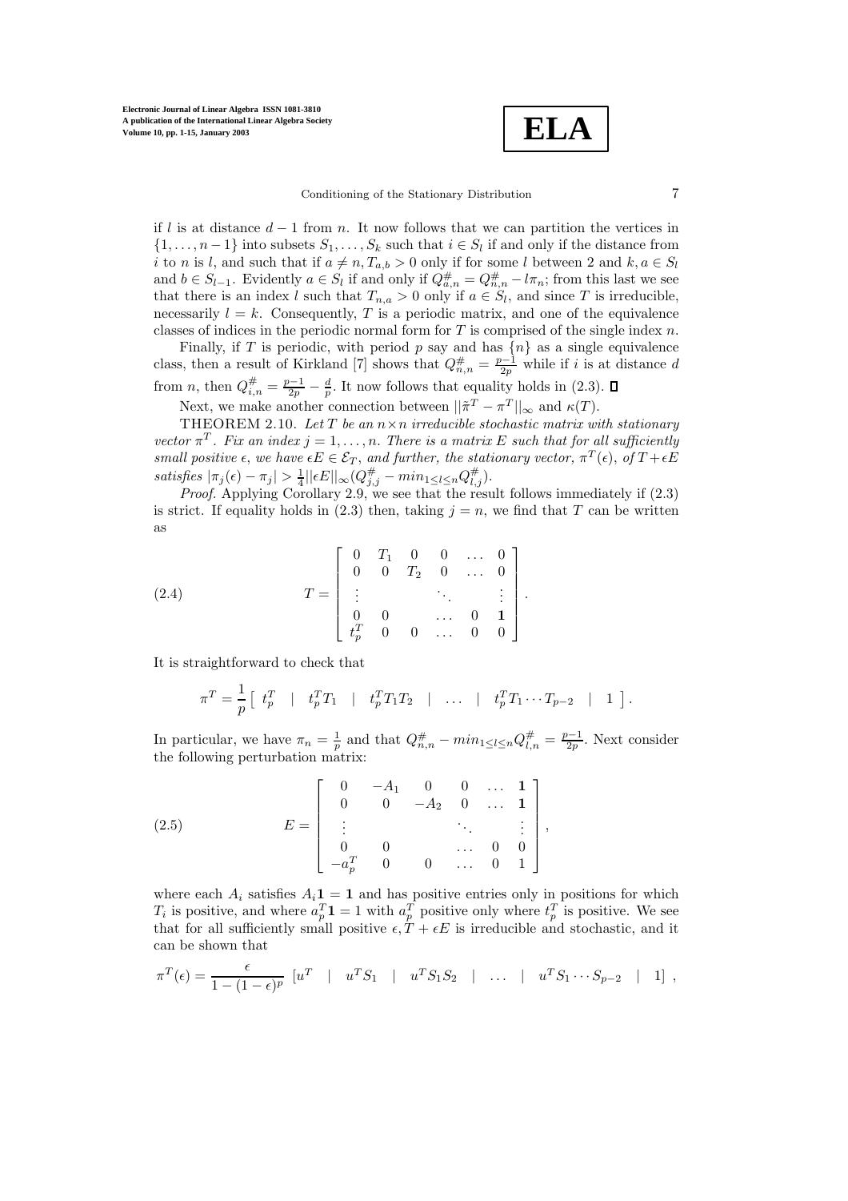if $l$ is at distance $d-1$ from $n$. It now follows that we can partition the vertices in $\{1,\ldots,n-1\}$ into subsets $S_1,\ldots,S_k$ such that $i \in S_l$ if and only if the distance from $i$ to $n$ is $l$, and such that if $a \neq n, T_{a,b} > 0$ only if for some $l$ between 2 and $k, a \in S_l$ and $b \in S_{l-1}$. Evidently $a \in S_l$ if and only if $Q^{\#}_{a,n} = Q^{\#}_{n,n} - l\pi_n$; from this last we see that there is an index $l$ such that $T_{n,a} > 0$ only if $a \in S_l$, and since $T$ is irreducible, necessarily $l = k$. Consequently, $T$ is a periodic matrix, and one of the equivalence classes of indices in the periodic normal form for $T$ is comprised of the single index $n$.

Finally, if $T$ is periodic, with period $p$ say and has $\{n\}$ as a single equivalence class, then a result of Kirkland [7] shows that $Q^{\#}_{n,n} = \frac{p-1}{2p}$ while if $i$ is at distance $d$ from $n$, then $Q^{\#}_{i,n} = \frac{p-1}{2p} - \frac{d}{p}$. It now follows that equality holds in (2.3). $\square$

Next, we make another connection between $||\tilde{\pi}^T - \pi^T||_\infty$ and $\kappa(T)$.

THEOREM 2.10. *Let $T$ be an $n \times n$ irreducible stochastic matrix with stationary vector $\pi^T$. Fix an index $j = 1,\ldots,n$. There is a matrix $E$ such that for all sufficiently small positive $\epsilon$, we have $\epsilon E \in \mathcal{E}_T$, and further, the stationary vector, $\pi^T(\epsilon)$, of $T + \epsilon E$ satisfies $|\pi_j(\epsilon) - \pi_j| > \frac{1}{4}||\epsilon E||_\infty (Q^{\#}_{j,j} - min_{1\le l\le n} Q^{\#}_{l,j})$.*

*Proof*. Applying Corollary 2.9, we see that the result follows immediately if (2.3) is strict. If equality holds in (2.3) then, taking $j = n$, we find that $T$ can be written as

$$T = \begin{bmatrix} 0 & T_1 & 0 & 0 & \ldots & 0 \\ 0 & 0 & T_2 & 0 & \ldots & 0 \\ \vdots & & & \ddots & & \vdots \\ 0 & 0 & & \ldots & 0 & \mathbf{1} \\ t_p^T & 0 & 0 & \ldots & 0 & 0 \end{bmatrix}. \tag{2.4}$$

It is straightforward to check that

$$\pi^T = \frac{1}{p}\begin{bmatrix} t_p^T & | & t_p^T T_1 & | & t_p^T T_1 T_2 & | & \ldots & | & t_p^T T_1 \cdots T_{p-2} & | & 1 \end{bmatrix}.$$

In particular, we have $\pi_n = \frac{1}{p}$ and that $Q^{\#}_{n,n} - min_{1\le l\le n} Q^{\#}_{l,n} = \frac{p-1}{2p}$. Next consider the following perturbation matrix:

$$E = \begin{bmatrix} 0 & -A_1 & 0 & 0 & \ldots & \mathbf{1} \\ 0 & 0 & -A_2 & 0 & \ldots & \mathbf{1} \\ \vdots & & & \ddots & & \vdots \\ 0 & 0 & & \ldots & 0 & 0 \\ -a_p^T & 0 & 0 & \ldots & 0 & 1 \end{bmatrix}, \tag{2.5}$$

where each $A_i$ satisfies $A_i\mathbf{1} = \mathbf{1}$ and has positive entries only in positions for which $T_i$ is positive, and where $a_p^T\mathbf{1} = 1$ with $a_p^T$ positive only where $t_p^T$ is positive. We see that for all sufficiently small positive $\epsilon, T + \epsilon E$ is irreducible and stochastic, and it can be shown that

$$\pi^T(\epsilon) = \frac{\epsilon}{1-(1-\epsilon)^p}\begin{bmatrix} u^T & | & u^T S_1 & | & u^T S_1 S_2 & | & \ldots & | & u^T S_1 \cdots S_{p-2} & | & 1 \end{bmatrix},$$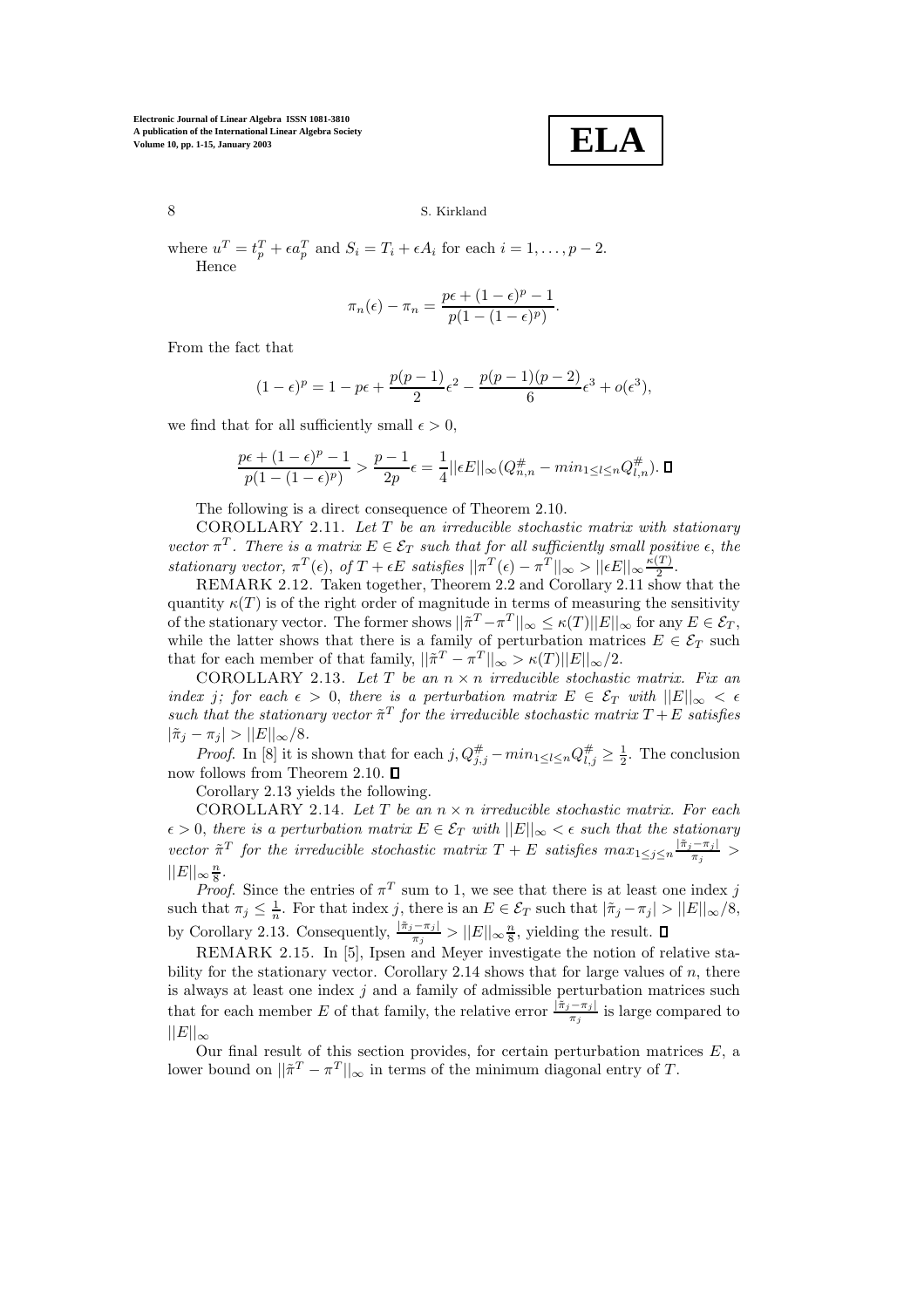where $u^T = t_p^T + \epsilon a_p^T$ and $S_i = T_i + \epsilon A_i$ for each $i = 1, \ldots, p-2$.

Hence

$$\pi_n(\epsilon) - \pi_n = \frac{p\epsilon + (1-\epsilon)^p - 1}{p(1-(1-\epsilon)^p)}.$$

From the fact that

$$(1-\epsilon)^p = 1 - p\epsilon + \frac{p(p-1)}{2}\epsilon^2 - \frac{p(p-1)(p-2)}{6}\epsilon^3 + o(\epsilon^3),$$

we find that for all sufficiently small $\epsilon > 0$,

$$\frac{p\epsilon + (1-\epsilon)^p - 1}{p(1-(1-\epsilon)^p)} > \frac{p-1}{2p}\epsilon = \frac{1}{4}||\epsilon E||_\infty (Q^\#_{n,n} - min_{1\le l\le n} Q^\#_{l,n}). \ \square$$

The following is a direct consequence of Theorem 2.10.

COROLLARY 2.11. *Let $T$ be an irreducible stochastic matrix with stationary vector $\pi^T$. There is a matrix $E \in \mathcal{E}_T$ such that for all sufficiently small positive $\epsilon$, the stationary vector, $\pi^T(\epsilon)$, of $T + \epsilon E$ satisfies $||\pi^T(\epsilon) - \pi^T||_\infty > ||\epsilon E||_\infty \frac{\kappa(T)}{2}$.*

REMARK 2.12. Taken together, Theorem 2.2 and Corollary 2.11 show that the quantity $\kappa(T)$ is of the right order of magnitude in terms of measuring the sensitivity of the stationary vector. The former shows $||\tilde{\pi}^T - \pi^T||_\infty \le \kappa(T)||E||_\infty$ for any $E \in \mathcal{E}_T$, while the latter shows that there is a family of perturbation matrices $E \in \mathcal{E}_T$ such that for each member of that family, $||\tilde{\pi}^T - \pi^T||_\infty > \kappa(T)||E||_\infty/2$.

COROLLARY 2.13. *Let $T$ be an $n \times n$ irreducible stochastic matrix. Fix an index $j$; for each $\epsilon > 0$, there is a perturbation matrix $E \in \mathcal{E}_T$ with $||E||_\infty < \epsilon$ such that the stationary vector $\tilde{\pi}^T$ for the irreducible stochastic matrix $T + E$ satisfies $|\tilde{\pi}_j - \pi_j| > ||E||_\infty/8$.*

*Proof*. In [8] it is shown that for each $j, Q^\#_{j,j} - min_{1\le l\le n} Q^\#_{l,j} \ge \frac{1}{2}$. The conclusion now follows from Theorem 2.10. $\square$

Corollary 2.13 yields the following.

COROLLARY 2.14. *Let $T$ be an $n \times n$ irreducible stochastic matrix. For each $\epsilon > 0$, there is a perturbation matrix $E \in \mathcal{E}_T$ with $||E||_\infty < \epsilon$ such that the stationary vector $\tilde{\pi}^T$ for the irreducible stochastic matrix $T + E$ satisfies $max_{1\le j\le n}\frac{|\tilde{\pi}_j - \pi_j|}{\pi_j} > ||E||_\infty \frac{n}{8}$.*

*Proof*. Since the entries of $\pi^T$ sum to 1, we see that there is at least one index $j$ such that $\pi_j \le \frac{1}{n}$. For that index $j$, there is an $E \in \mathcal{E}_T$ such that $|\tilde{\pi}_j - \pi_j| > ||E||_\infty/8$, by Corollary 2.13. Consequently, $\frac{|\tilde{\pi}_j - \pi_j|}{\pi_j} > ||E||_\infty \frac{n}{8}$, yielding the result. $\square$

REMARK 2.15. In [5], Ipsen and Meyer investigate the notion of relative stability for the stationary vector. Corollary 2.14 shows that for large values of $n$, there is always at least one index $j$ and a family of admissible perturbation matrices such that for each member $E$ of that family, the relative error $\frac{|\tilde{\pi}_j - \pi_j|}{\pi_j}$ is large compared to $||E||_\infty$

Our final result of this section provides, for certain perturbation matrices $E$, a lower bound on $||\tilde{\pi}^T - \pi^T||_\infty$ in terms of the minimum diagonal entry of $T$.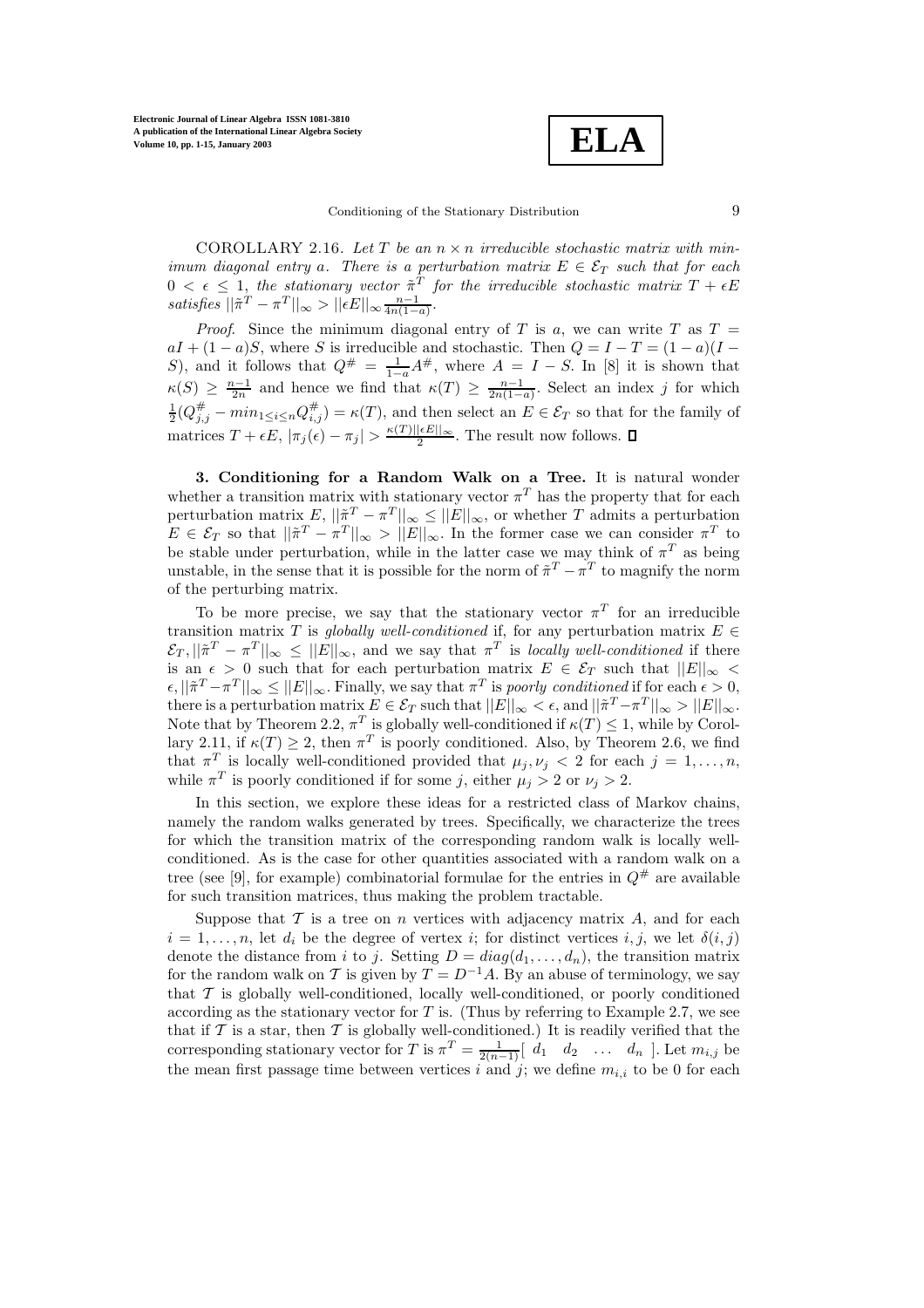COROLLARY 2.16. *Let $T$ be an $n \times n$ irreducible stochastic matrix with minimum diagonal entry $a$. There is a perturbation matrix $E \in \mathcal{E}_T$ such that for each $0 < \epsilon \leq 1$, the stationary vector $\tilde{\pi}^T$ for the irreducible stochastic matrix $T + \epsilon E$ satisfies $||\tilde{\pi}^T - \pi^T||_\infty > ||\epsilon E||_\infty \frac{n-1}{4n(1-a)}$.*

*Proof*. Since the minimum diagonal entry of $T$ is $a$, we can write $T$ as $T = aI + (1-a)S$, where $S$ is irreducible and stochastic. Then $Q = I - T = (1-a)(I - S)$, and it follows that $Q^\# = \frac{1}{1-a}A^\#$, where $A = I - S$. In [8] it is shown that $\kappa(S) \geq \frac{n-1}{2n}$ and hence we find that $\kappa(T) \geq \frac{n-1}{2n(1-a)}$. Select an index $j$ for which $\frac{1}{2}(Q^\#_{j,j} - min_{1 \leq i \leq n} Q^\#_{i,j}) = \kappa(T)$, and then select an $E \in \mathcal{E}_T$ so that for the family of matrices $T + \epsilon E$, $|\pi_j(\epsilon) - \pi_j| > \frac{\kappa(T)||\epsilon E||_\infty}{2}$. The result now follows. □

**3. Conditioning for a Random Walk on a Tree.** It is natural wonder whether a transition matrix with stationary vector $\pi^T$ has the property that for each perturbation matrix $E$, $||\tilde{\pi}^T - \pi^T||_\infty \leq ||E||_\infty$, or whether $T$ admits a perturbation $E \in \mathcal{E}_T$ so that $||\tilde{\pi}^T - \pi^T||_\infty > ||E||_\infty$. In the former case we can consider $\pi^T$ to be stable under perturbation, while in the latter case we may think of $\pi^T$ as being unstable, in the sense that it is possible for the norm of $\tilde{\pi}^T - \pi^T$ to magnify the norm of the perturbing matrix.

To be more precise, we say that the stationary vector $\pi^T$ for an irreducible transition matrix $T$ is *globally well-conditioned* if, for any perturbation matrix $E \in \mathcal{E}_T$, $||\tilde{\pi}^T - \pi^T||_\infty \leq ||E||_\infty$, and we say that $\pi^T$ is *locally well-conditioned* if there is an $\epsilon > 0$ such that for each perturbation matrix $E \in \mathcal{E}_T$ such that $||E||_\infty < \epsilon$, $||\tilde{\pi}^T - \pi^T||_\infty \leq ||E||_\infty$. Finally, we say that $\pi^T$ is *poorly conditioned* if for each $\epsilon > 0$, there is a perturbation matrix $E \in \mathcal{E}_T$ such that $||E||_\infty < \epsilon$, and $||\tilde{\pi}^T - \pi^T||_\infty > ||E||_\infty$. Note that by Theorem 2.2, $\pi^T$ is globally well-conditioned if $\kappa(T) \leq 1$, while by Corollary 2.11, if $\kappa(T) \geq 2$, then $\pi^T$ is poorly conditioned. Also, by Theorem 2.6, we find that $\pi^T$ is locally well-conditioned provided that $\mu_j, \nu_j < 2$ for each $j = 1, \ldots, n$, while $\pi^T$ is poorly conditioned if for some $j$, either $\mu_j > 2$ or $\nu_j > 2$.

In this section, we explore these ideas for a restricted class of Markov chains, namely the random walks generated by trees. Specifically, we characterize the trees for which the transition matrix of the corresponding random walk is locally well-conditioned. As is the case for other quantities associated with a random walk on a tree (see [9], for example) combinatorial formulae for the entries in $Q^\#$ are available for such transition matrices, thus making the problem tractable.

Suppose that $\mathcal{T}$ is a tree on $n$ vertices with adjacency matrix $A$, and for each $i = 1, \ldots, n$, let $d_i$ be the degree of vertex $i$; for distinct vertices $i, j$, we let $\delta(i, j)$ denote the distance from $i$ to $j$. Setting $D = diag(d_1, \ldots, d_n)$, the transition matrix for the random walk on $\mathcal{T}$ is given by $T = D^{-1}A$. By an abuse of terminology, we say that $\mathcal{T}$ is globally well-conditioned, locally well-conditioned, or poorly conditioned according as the stationary vector for $T$ is. (Thus by referring to Example 2.7, we see that if $\mathcal{T}$ is a star, then $\mathcal{T}$ is globally well-conditioned.) It is readily verified that the corresponding stationary vector for $T$ is $\pi^T = \frac{1}{2(n-1)}[\ d_1 \quad d_2 \quad \ldots \quad d_n\ ]$. Let $m_{i,j}$ be the mean first passage time between vertices $i$ and $j$; we define $m_{i,i}$ to be 0 for each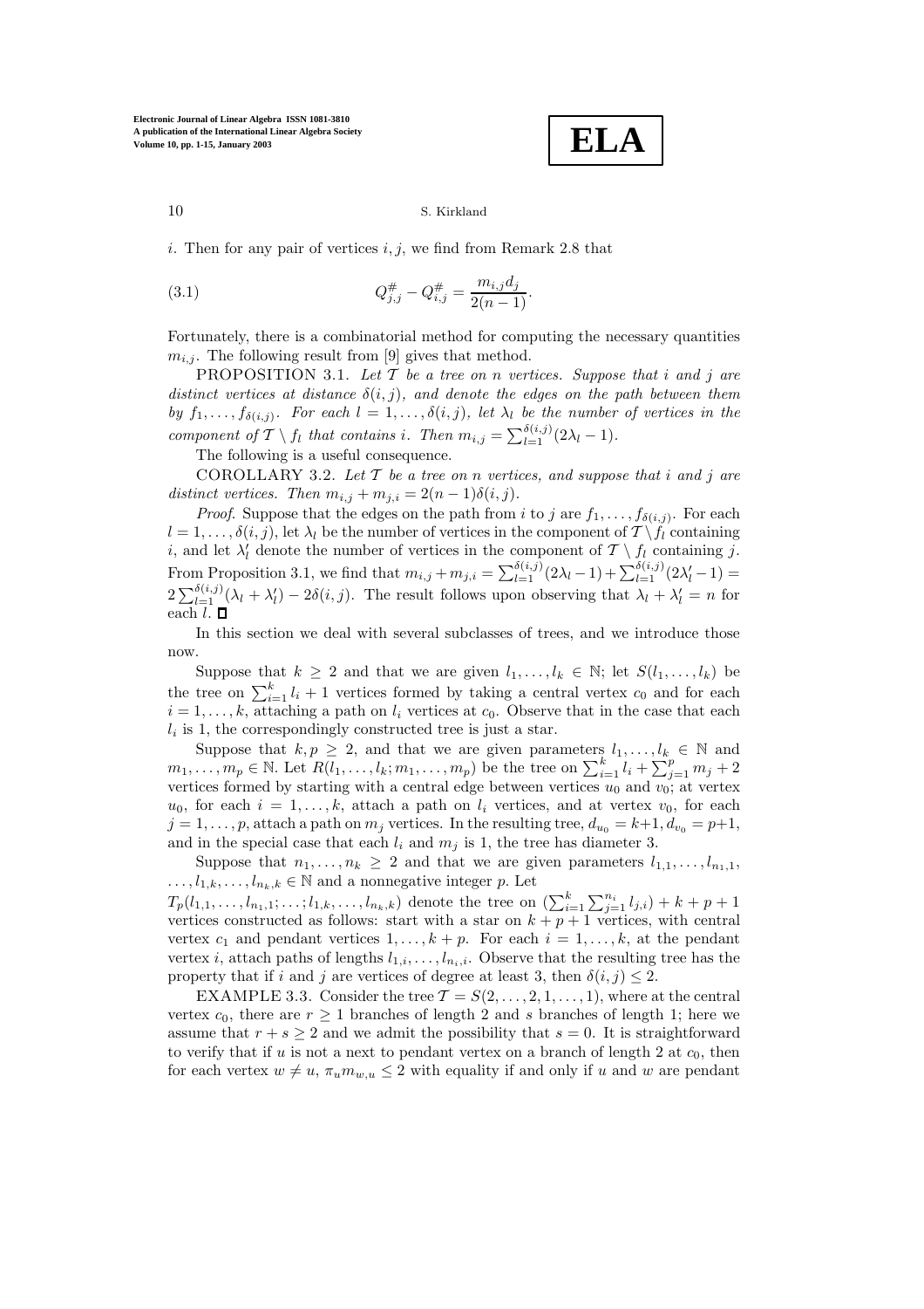$i$. Then for any pair of vertices $i, j$, we find from Remark 2.8 that

$$Q^{\#}_{j,j} - Q^{\#}_{i,j} = \frac{m_{i,j} d_j}{2(n-1)}. \tag{3.1}$$

Fortunately, there is a combinatorial method for computing the necessary quantities $m_{i,j}$. The following result from [9] gives that method.

PROPOSITION 3.1. *Let $\mathcal{T}$ be a tree on $n$ vertices. Suppose that $i$ and $j$ are distinct vertices at distance $\delta(i,j)$, and denote the edges on the path between them by $f_1, \ldots, f_{\delta(i,j)}$. For each $l = 1, \ldots, \delta(i,j)$, let $\lambda_l$ be the number of vertices in the component of $\mathcal{T} \setminus f_l$ that contains $i$. Then $m_{i,j} = \sum_{l=1}^{\delta(i,j)} (2\lambda_l - 1)$.*

The following is a useful consequence.

COROLLARY 3.2. *Let $\mathcal{T}$ be a tree on $n$ vertices, and suppose that $i$ and $j$ are distinct vertices. Then $m_{i,j} + m_{j,i} = 2(n-1)\delta(i,j)$.*

*Proof.* Suppose that the edges on the path from $i$ to $j$ are $f_1, \ldots, f_{\delta(i,j)}$. For each $l = 1, \ldots, \delta(i,j)$, let $\lambda_l$ be the number of vertices in the component of $\mathcal{T} \setminus f_l$ containing $i$, and let $\lambda'_l$ denote the number of vertices in the component of $\mathcal{T} \setminus f_l$ containing $j$. From Proposition 3.1, we find that $m_{i,j} + m_{j,i} = \sum_{l=1}^{\delta(i,j)} (2\lambda_l - 1) + \sum_{l=1}^{\delta(i,j)} (2\lambda'_l - 1) = 2\sum_{l=1}^{\delta(i,j)} (\lambda_l + \lambda'_l) - 2\delta(i,j)$. The result follows upon observing that $\lambda_l + \lambda'_l = n$ for each $l$. $\square$

In this section we deal with several subclasses of trees, and we introduce those now.

Suppose that $k \geq 2$ and that we are given $l_1, \ldots, l_k \in \mathbb{N}$; let $S(l_1, \ldots, l_k)$ be the tree on $\sum_{i=1}^{k} l_i + 1$ vertices formed by taking a central vertex $c_0$ and for each $i = 1, \ldots, k$, attaching a path on $l_i$ vertices at $c_0$. Observe that in the case that each $l_i$ is 1, the correspondingly constructed tree is just a star.

Suppose that $k, p \geq 2$, and that we are given parameters $l_1, \ldots, l_k \in \mathbb{N}$ and $m_1, \ldots, m_p \in \mathbb{N}$. Let $R(l_1, \ldots, l_k; m_1, \ldots, m_p)$ be the tree on $\sum_{i=1}^{k} l_i + \sum_{j=1}^{p} m_j + 2$ vertices formed by starting with a central edge between vertices $u_0$ and $v_0$; at vertex $u_0$, for each $i = 1, \ldots, k$, attach a path on $l_i$ vertices, and at vertex $v_0$, for each $j = 1, \ldots, p$, attach a path on $m_j$ vertices. In the resulting tree, $d_{u_0} = k+1, d_{v_0} = p+1$, and in the special case that each $l_i$ and $m_j$ is 1, the tree has diameter 3.

Suppose that $n_1, \ldots, n_k \geq 2$ and that we are given parameters $l_{1,1}, \ldots, l_{n_1,1}, \ldots, l_{1,k}, \ldots, l_{n_k,k} \in \mathbb{N}$ and a nonnegative integer $p$. Let $T_p(l_{1,1}, \ldots, l_{n_1,1}; \ldots; l_{1,k}, \ldots, l_{n_k,k})$ denote the tree on $(\sum_{i=1}^{k} \sum_{j=1}^{n_i} l_{j,i}) + k + p + 1$ vertices constructed as follows: start with a star on $k + p + 1$ vertices, with central vertex $c_1$ and pendant vertices $1, \ldots, k + p$. For each $i = 1, \ldots, k$, at the pendant vertex $i$, attach paths of lengths $l_{1,i}, \ldots, l_{n_i,i}$. Observe that the resulting tree has the property that if $i$ and $j$ are vertices of degree at least 3, then $\delta(i,j) \leq 2$.

EXAMPLE 3.3. Consider the tree $\mathcal{T} = S(2, \ldots, 2, 1, \ldots, 1)$, where at the central vertex $c_0$, there are $r \geq 1$ branches of length 2 and $s$ branches of length 1; here we assume that $r + s \geq 2$ and we admit the possibility that $s = 0$. It is straightforward to verify that if $u$ is not a next to pendant vertex on a branch of length 2 at $c_0$, then for each vertex $w \neq u$, $\pi_u m_{w,u} \leq 2$ with equality if and only if $u$ and $w$ are pendant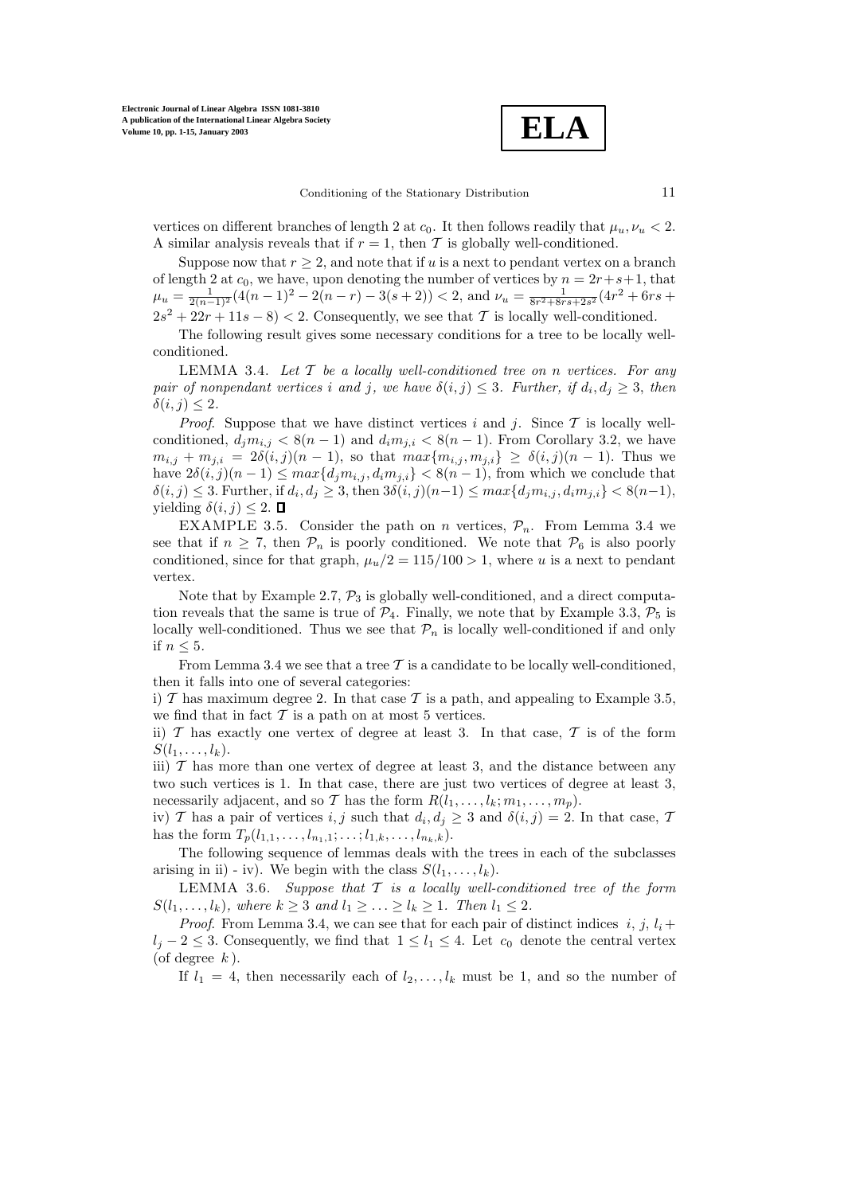vertices on different branches of length 2 at $c_0$. It then follows readily that $\mu_u, \nu_u < 2$. A similar analysis reveals that if $r = 1$, then $\mathcal{T}$ is globally well-conditioned.

Suppose now that $r \geq 2$, and note that if $u$ is a next to pendant vertex on a branch of length 2 at $c_0$, we have, upon denoting the number of vertices by $n = 2r+s+1$, that $\mu_u = \frac{1}{2(n-1)^2}(4(n-1)^2 - 2(n-r) - 3(s+2)) < 2$, and $\nu_u = \frac{1}{8r^2+8rs+2s^2}(4r^2 + 6rs + 2s^2 + 22r + 11s - 8) < 2$. Consequently, we see that $\mathcal{T}$ is locally well-conditioned.

The following result gives some necessary conditions for a tree to be locally well-conditioned.

LEMMA 3.4. *Let $\mathcal{T}$ be a locally well-conditioned tree on $n$ vertices. For any pair of nonpendant vertices $i$ and $j$, we have $\delta(i,j) \leq 3$. Further, if $d_i, d_j \geq 3$, then $\delta(i,j) \leq 2$.*

*Proof.* Suppose that we have distinct vertices $i$ and $j$. Since $\mathcal{T}$ is locally well-conditioned, $d_j m_{i,j} < 8(n-1)$ and $d_i m_{j,i} < 8(n-1)$. From Corollary 3.2, we have $m_{i,j} + m_{j,i} = 2\delta(i,j)(n-1)$, so that $max\{m_{i,j}, m_{j,i}\} \geq \delta(i,j)(n-1)$. Thus we have $2\delta(i,j)(n-1) \leq max\{d_j m_{i,j}, d_i m_{j,i}\} < 8(n-1)$, from which we conclude that $\delta(i,j) \leq 3$. Further, if $d_i, d_j \geq 3$, then $3\delta(i,j)(n-1) \leq max\{d_j m_{i,j}, d_i m_{j,i}\} < 8(n-1)$, yielding $\delta(i,j) \leq 2$. ∎

EXAMPLE 3.5. Consider the path on $n$ vertices, $\mathcal{P}_n$. From Lemma 3.4 we see that if $n \geq 7$, then $\mathcal{P}_n$ is poorly conditioned. We note that $\mathcal{P}_6$ is also poorly conditioned, since for that graph, $\mu_u/2 = 115/100 > 1$, where $u$ is a next to pendant vertex.

Note that by Example 2.7, $\mathcal{P}_3$ is globally well-conditioned, and a direct computation reveals that the same is true of $\mathcal{P}_4$. Finally, we note that by Example 3.3, $\mathcal{P}_5$ is locally well-conditioned. Thus we see that $\mathcal{P}_n$ is locally well-conditioned if and only if $n \leq 5$.

From Lemma 3.4 we see that a tree $\mathcal{T}$ is a candidate to be locally well-conditioned, then it falls into one of several categories:
i) $\mathcal{T}$ has maximum degree 2. In that case $\mathcal{T}$ is a path, and appealing to Example 3.5, we find that in fact $\mathcal{T}$ is a path on at most 5 vertices.
ii) $\mathcal{T}$ has exactly one vertex of degree at least 3. In that case, $\mathcal{T}$ is of the form $S(l_1, \ldots, l_k)$.
iii) $\mathcal{T}$ has more than one vertex of degree at least 3, and the distance between any two such vertices is 1. In that case, there are just two vertices of degree at least 3, necessarily adjacent, and so $\mathcal{T}$ has the form $R(l_1, \ldots, l_k; m_1, \ldots, m_p)$.
iv) $\mathcal{T}$ has a pair of vertices $i, j$ such that $d_i, d_j \geq 3$ and $\delta(i,j) = 2$. In that case, $\mathcal{T}$ has the form $T_p(l_{1,1}, \ldots, l_{n_1,1}; \ldots; l_{1,k}, \ldots, l_{n_k,k})$.

The following sequence of lemmas deals with the trees in each of the subclasses arising in ii) - iv). We begin with the class $S(l_1, \ldots, l_k)$.

LEMMA 3.6. *Suppose that $\mathcal{T}$ is a locally well-conditioned tree of the form $S(l_1, \ldots, l_k)$, where $k \geq 3$ and $l_1 \geq \ldots \geq l_k \geq 1$. Then $l_1 \leq 2$.*

*Proof.* From Lemma 3.4, we can see that for each pair of distinct indices $i$, $j$, $l_i + l_j - 2 \leq 3$. Consequently, we find that $1 \leq l_1 \leq 4$. Let $c_0$ denote the central vertex (of degree $k$).

If $l_1 = 4$, then necessarily each of $l_2, \ldots, l_k$ must be 1, and so the number of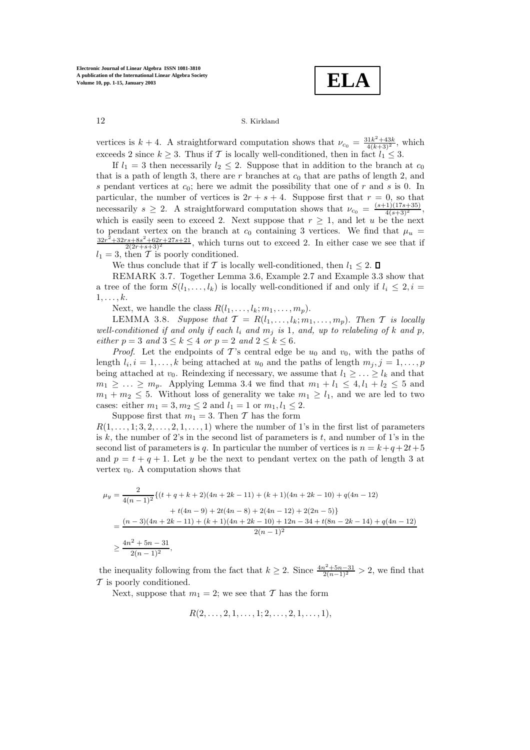vertices is $k+4$. A straightforward computation shows that $\nu_{c_0} = \frac{31k^2+43k}{4(k+3)^2}$, which exceeds 2 since $k \geq 3$. Thus if $\mathcal{T}$ is locally well-conditioned, then in fact $l_1 \leq 3$.

If $l_1 = 3$ then necessarily $l_2 \leq 2$. Suppose that in addition to the branch at $c_0$ that is a path of length 3, there are $r$ branches at $c_0$ that are paths of length 2, and $s$ pendant vertices at $c_0$; here we admit the possibility that one of $r$ and $s$ is 0. In particular, the number of vertices is $2r+s+4$. Suppose first that $r=0$, so that necessarily $s \geq 2$. A straightforward computation shows that $\nu_{c_0} = \frac{(s+1)(17s+35)}{4(s+3)^2}$, which is easily seen to exceed 2. Next suppose that $r \geq 1$, and let $u$ be the next to pendant vertex on the branch at $c_0$ containing 3 vertices. We find that $\mu_u = \frac{32r^2+32rs+8s^2+62r+27s+21}{2(2r+s+3)^2}$, which turns out to exceed 2. In either case we see that if $l_1 = 3$, then $\mathcal{T}$ is poorly conditioned.

We thus conclude that if $\mathcal{T}$ is locally well-conditioned, then $l_1 \leq 2$. ∎

REMARK 3.7. Together Lemma 3.6, Example 2.7 and Example 3.3 show that a tree of the form $S(l_1, \ldots, l_k)$ is locally well-conditioned if and only if $l_i \leq 2, i = 1, \ldots, k$.

Next, we handle the class $R(l_1, \ldots, l_k; m_1, \ldots, m_p)$.

LEMMA 3.8. *Suppose that $\mathcal{T} = R(l_1, \ldots, l_k; m_1, \ldots, m_p)$. Then $\mathcal{T}$ is locally well-conditioned if and only if each $l_i$ and $m_j$ is 1, and, up to relabeling of $k$ and $p$, either $p=3$ and $3 \leq k \leq 4$ or $p=2$ and $2 \leq k \leq 6$.*

*Proof*. Let the endpoints of $\mathcal{T}$'s central edge be $u_0$ and $v_0$, with the paths of length $l_i, i = 1, \ldots, k$ being attached at $u_0$ and the paths of length $m_j, j = 1, \ldots, p$ being attached at $v_0$. Reindexing if necessary, we assume that $l_1 \geq \ldots \geq l_k$ and that $m_1 \geq \ldots \geq m_p$. Applying Lemma 3.4 we find that $m_1 + l_1 \leq 4, l_1 + l_2 \leq 5$ and $m_1 + m_2 \leq 5$. Without loss of generality we take $m_1 \geq l_1$, and we are led to two cases: either $m_1 = 3, m_2 \leq 2$ and $l_1 = 1$ or $m_1, l_1 \leq 2$.

Suppose first that $m_1 = 3$. Then $\mathcal{T}$ has the form $R(1, \ldots, 1; 3, 2, \ldots, 2, 1, \ldots, 1)$ where the number of 1's in the first list of parameters is $k$, the number of 2's in the second list of parameters is $t$, and number of 1's in the second list of parameters is $q$. In particular the number of vertices is $n = k+q+2t+5$ and $p = t+q+1$. Let $y$ be the next to pendant vertex on the path of length 3 at vertex $v_0$. A computation shows that

$$
\begin{aligned}
\mu_y = & \frac{2}{4(n-1)^2}\{(t+q+k+2)(4n+2k-11) + (k+1)(4n+2k-10) + q(4n-12) \\
& + t(4n-9) + 2t(4n-8) + 2(4n-12) + 2(2n-5)\} \\
= & \frac{(n-3)(4n+2k-11) + (k+1)(4n+2k-10) + 12n - 34 + t(8n-2k-14) + q(4n-12)}{2(n-1)^2} \\
\geq & \frac{4n^2+5n-31}{2(n-1)^2},
\end{aligned}
$$

the inequality following from the fact that $k \geq 2$. Since $\frac{4n^2+5n-31}{2(n-1)^2} > 2$, we find that $\mathcal{T}$ is poorly conditioned.

Next, suppose that $m_1 = 2$; we see that $\mathcal{T}$ has the form

$$
R(2, \ldots, 2, 1, \ldots, 1; 2, \ldots, 2, 1, \ldots, 1),
$$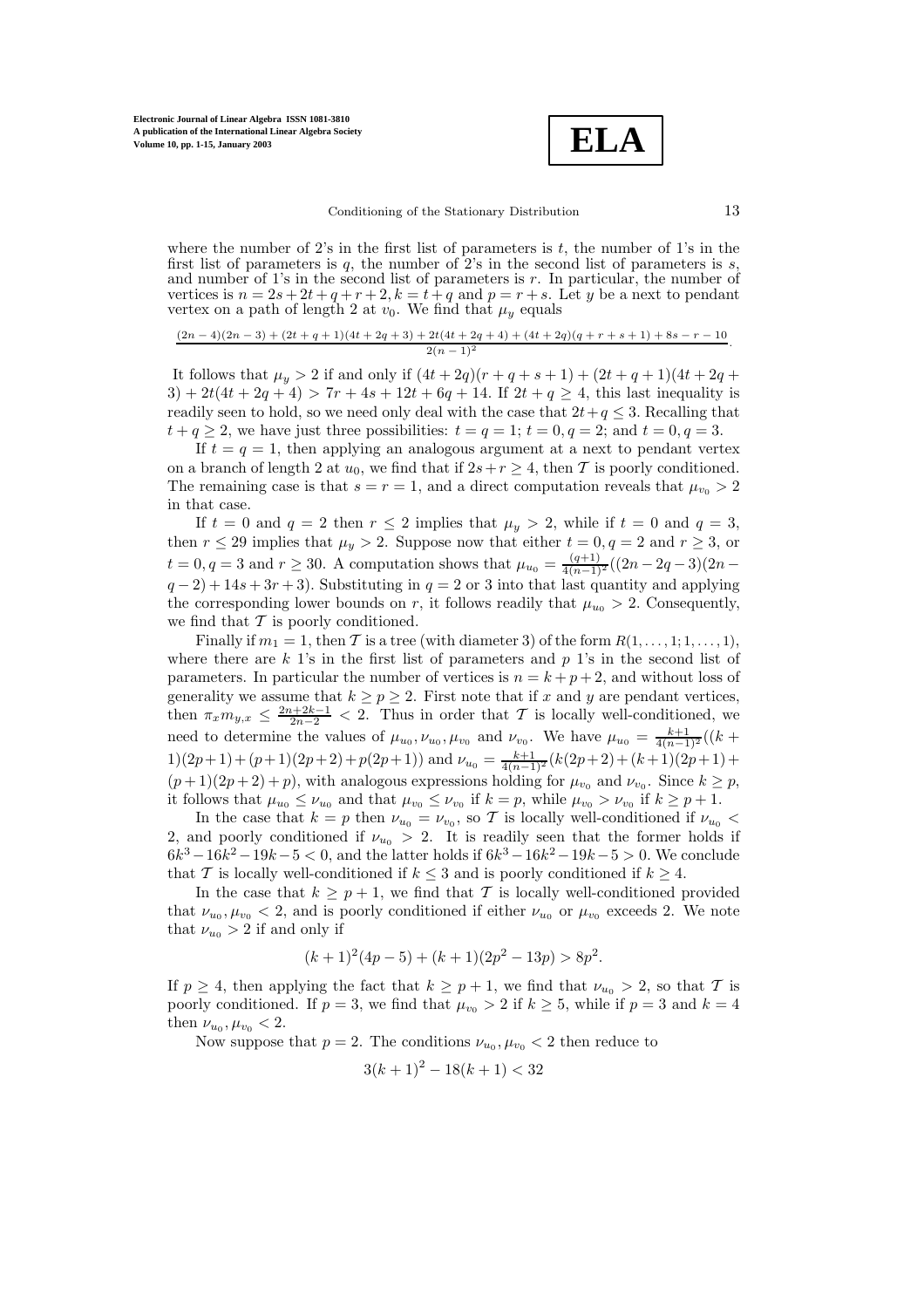where the number of 2's in the first list of parameters is $t$, the number of 1's in the first list of parameters is $q$, the number of 2's in the second list of parameters is $s$, and number of 1's in the second list of parameters is $r$. In particular, the number of vertices is $n = 2s+2t+q+r+2, k = t+q$ and $p = r+s$. Let $y$ be a next to pendant vertex on a path of length 2 at $v_0$. We find that $\mu_y$ equals

$$\frac{(2n-4)(2n-3)+(2t+q+1)(4t+2q+3)+2t(4t+2q+4)+(4t+2q)(q+r+s+1)+8s-r-10}{2(n-1)^2}.$$

It follows that $\mu_y > 2$ if and only if $(4t+2q)(r+q+s+1)+(2t+q+1)(4t+2q+3)+2t(4t+2q+4) > 7r+4s+12t+6q+14$. If $2t+q \geq 4$, this last inequality is readily seen to hold, so we need only deal with the case that $2t+q \leq 3$. Recalling that $t+q \geq 2$, we have just three possibilities: $t=q=1$; $t=0, q=2$; and $t=0, q=3$.

If $t=q=1$, then applying an analogous argument at a next to pendant vertex on a branch of length 2 at $u_0$, we find that if $2s+r \geq 4$, then $\mathcal{T}$ is poorly conditioned. The remaining case is that $s=r=1$, and a direct computation reveals that $\mu_{v_0} > 2$ in that case.

If $t=0$ and $q=2$ then $r \leq 2$ implies that $\mu_y > 2$, while if $t=0$ and $q=3$, then $r \leq 29$ implies that $\mu_y > 2$. Suppose now that either $t=0, q=2$ and $r \geq 3$, or $t=0, q=3$ and $r \geq 30$. A computation shows that $\mu_{u_0} = \frac{(q+1)}{4(n-1)^2}((2n-2q-3)(2n-q-2)+14s+3r+3)$. Substituting in $q=2$ or 3 into that last quantity and applying the corresponding lower bounds on $r$, it follows readily that $\mu_{u_0} > 2$. Consequently, we find that $\mathcal{T}$ is poorly conditioned.

Finally if $m_1 = 1$, then $\mathcal{T}$ is a tree (with diameter 3) of the form $R(1,\ldots,1;1,\ldots,1)$, where there are $k$ 1's in the first list of parameters and $p$ 1's in the second list of parameters. In particular the number of vertices is $n = k+p+2$, and without loss of generality we assume that $k \geq p \geq 2$. First note that if $x$ and $y$ are pendant vertices, then $\pi_x m_{y,x} \leq \frac{2n+2k-1}{2n-2} < 2$. Thus in order that $\mathcal{T}$ is locally well-conditioned, we need to determine the values of $\mu_{u_0}, \nu_{u_0}, \mu_{v_0}$ and $\nu_{v_0}$. We have $\mu_{u_0} = \frac{k+1}{4(n-1)^2}((k+1)(2p+1)+(p+1)(2p+2)+p(2p+1))$ and $\nu_{u_0} = \frac{k+1}{4(n-1)^2}(k(2p+2)+(k+1)(2p+1)+(p+1)(2p+2)+p)$, with analogous expressions holding for $\mu_{v_0}$ and $\nu_{v_0}$. Since $k \geq p$, it follows that $\mu_{u_0} \leq \nu_{u_0}$ and that $\mu_{v_0} \leq \nu_{v_0}$ if $k=p$, while $\mu_{v_0} > \nu_{v_0}$ if $k \geq p+1$.

In the case that $k=p$ then $\nu_{u_0} = \nu_{v_0}$, so $\mathcal{T}$ is locally well-conditioned if $\nu_{u_0} < 2$, and poorly conditioned if $\nu_{u_0} > 2$. It is readily seen that the former holds if $6k^3-16k^2-19k-5 < 0$, and the latter holds if $6k^3-16k^2-19k-5 > 0$. We conclude that $\mathcal{T}$ is locally well-conditioned if $k \leq 3$ and is poorly conditioned if $k \geq 4$.

In the case that $k \geq p+1$, we find that $\mathcal{T}$ is locally well-conditioned provided that $\nu_{u_0}, \mu_{v_0} < 2$, and is poorly conditioned if either $\nu_{u_0}$ or $\mu_{v_0}$ exceeds 2. We note that $\nu_{u_0} > 2$ if and only if

$$(k+1)^2(4p-5)+(k+1)(2p^2-13p) > 8p^2.$$

If $p \geq 4$, then applying the fact that $k \geq p+1$, we find that $\nu_{u_0} > 2$, so that $\mathcal{T}$ is poorly conditioned. If $p=3$, we find that $\mu_{v_0} > 2$ if $k \geq 5$, while if $p=3$ and $k=4$ then $\nu_{u_0}, \mu_{v_0} < 2$.

Now suppose that $p=2$. The conditions $\nu_{u_0}, \mu_{v_0} < 2$ then reduce to

$$3(k+1)^2 - 18(k+1) < 32$$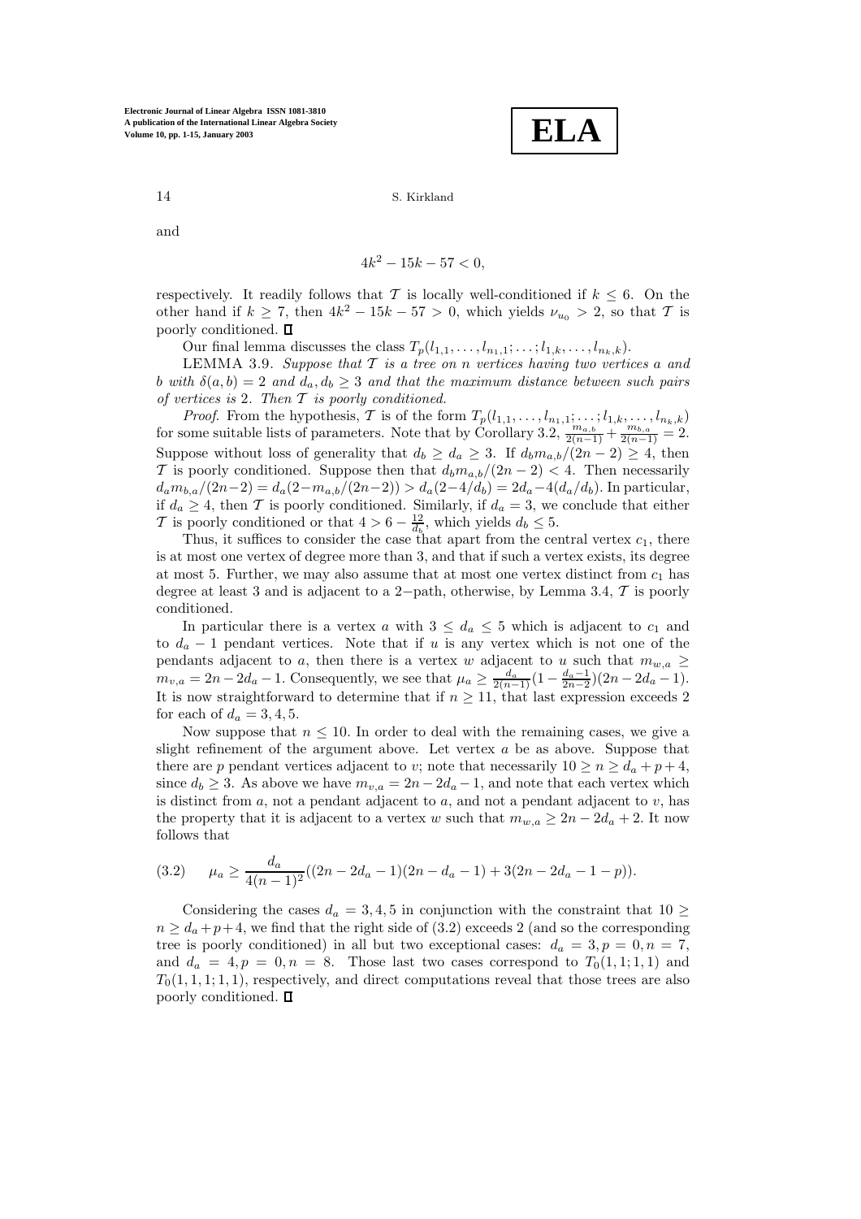and

$$4k^2 - 15k - 57 < 0,$$

respectively. It readily follows that $\mathcal{T}$ is locally well-conditioned if $k \leq 6$. On the other hand if $k \geq 7$, then $4k^2 - 15k - 57 > 0$, which yields $\nu_{u_0} > 2$, so that $\mathcal{T}$ is poorly conditioned. $\square$

Our final lemma discusses the class $T_p(l_{1,1}, \ldots, l_{n_1,1}; \ldots; l_{1,k}, \ldots, l_{n_k,k})$.

LEMMA 3.9. *Suppose that $\mathcal{T}$ is a tree on $n$ vertices having two vertices $a$ and $b$ with $\delta(a, b) = 2$ and $d_a, d_b \geq 3$ and that the maximum distance between such pairs of vertices is 2. Then $\mathcal{T}$ is poorly conditioned.*

*Proof.* From the hypothesis, $\mathcal{T}$ is of the form $T_p(l_{1,1}, \ldots, l_{n_1,1}; \ldots; l_{1,k}, \ldots, l_{n_k,k})$ for some suitable lists of parameters. Note that by Corollary 3.2, $\frac{m_{a,b}}{2(n-1)} + \frac{m_{b,a}}{2(n-1)} = 2$. Suppose without loss of generality that $d_b \geq d_a \geq 3$. If $d_b m_{a,b}/(2n-2) \geq 4$, then $\mathcal{T}$ is poorly conditioned. Suppose then that $d_b m_{a,b}/(2n-2) < 4$. Then necessarily $d_a m_{b,a}/(2n-2) = d_a(2 - m_{a,b}/(2n-2)) > d_a(2 - 4/d_b) = 2d_a - 4(d_a/d_b)$. In particular, if $d_a \geq 4$, then $\mathcal{T}$ is poorly conditioned. Similarly, if $d_a = 3$, we conclude that either $\mathcal{T}$ is poorly conditioned or that $4 > 6 - \frac{12}{d_b}$, which yields $d_b \leq 5$.

Thus, it suffices to consider the case that apart from the central vertex $c_1$, there is at most one vertex of degree more than 3, and that if such a vertex exists, its degree at most 5. Further, we may also assume that at most one vertex distinct from $c_1$ has degree at least 3 and is adjacent to a 2$-$path, otherwise, by Lemma 3.4, $\mathcal{T}$ is poorly conditioned.

In particular there is a vertex $a$ with $3 \leq d_a \leq 5$ which is adjacent to $c_1$ and to $d_a - 1$ pendant vertices. Note that if $u$ is any vertex which is not one of the pendants adjacent to $a$, then there is a vertex $w$ adjacent to $u$ such that $m_{w,a} \geq m_{v,a} = 2n - 2d_a - 1$. Consequently, we see that $\mu_a \geq \frac{d_a}{2(n-1)}(1 - \frac{d_a - 1}{2n-2})(2n - 2d_a - 1)$. It is now straightforward to determine that if $n \geq 11$, that last expression exceeds 2 for each of $d_a = 3, 4, 5$.

Now suppose that $n \leq 10$. In order to deal with the remaining cases, we give a slight refinement of the argument above. Let vertex $a$ be as above. Suppose that there are $p$ pendant vertices adjacent to $v$; note that necessarily $10 \geq n \geq d_a + p + 4$, since $d_b \geq 3$. As above we have $m_{v,a} = 2n - 2d_a - 1$, and note that each vertex which is distinct from $a$, not a pendant adjacent to $a$, and not a pendant adjacent to $v$, has the property that it is adjacent to a vertex $w$ such that $m_{w,a} \geq 2n - 2d_a + 2$. It now follows that

$$(3.2) \qquad \mu_a \geq \frac{d_a}{4(n-1)^2}((2n - 2d_a - 1)(2n - d_a - 1) + 3(2n - 2d_a - 1 - p)).$$

Considering the cases $d_a = 3, 4, 5$ in conjunction with the constraint that $10 \geq n \geq d_a + p + 4$, we find that the right side of (3.2) exceeds 2 (and so the corresponding tree is poorly conditioned) in all but two exceptional cases: $d_a = 3, p = 0, n = 7$, and $d_a = 4, p = 0, n = 8$. Those last two cases correspond to $T_0(1, 1; 1, 1)$ and $T_0(1, 1, 1; 1, 1)$, respectively, and direct computations reveal that those trees are also poorly conditioned. $\square$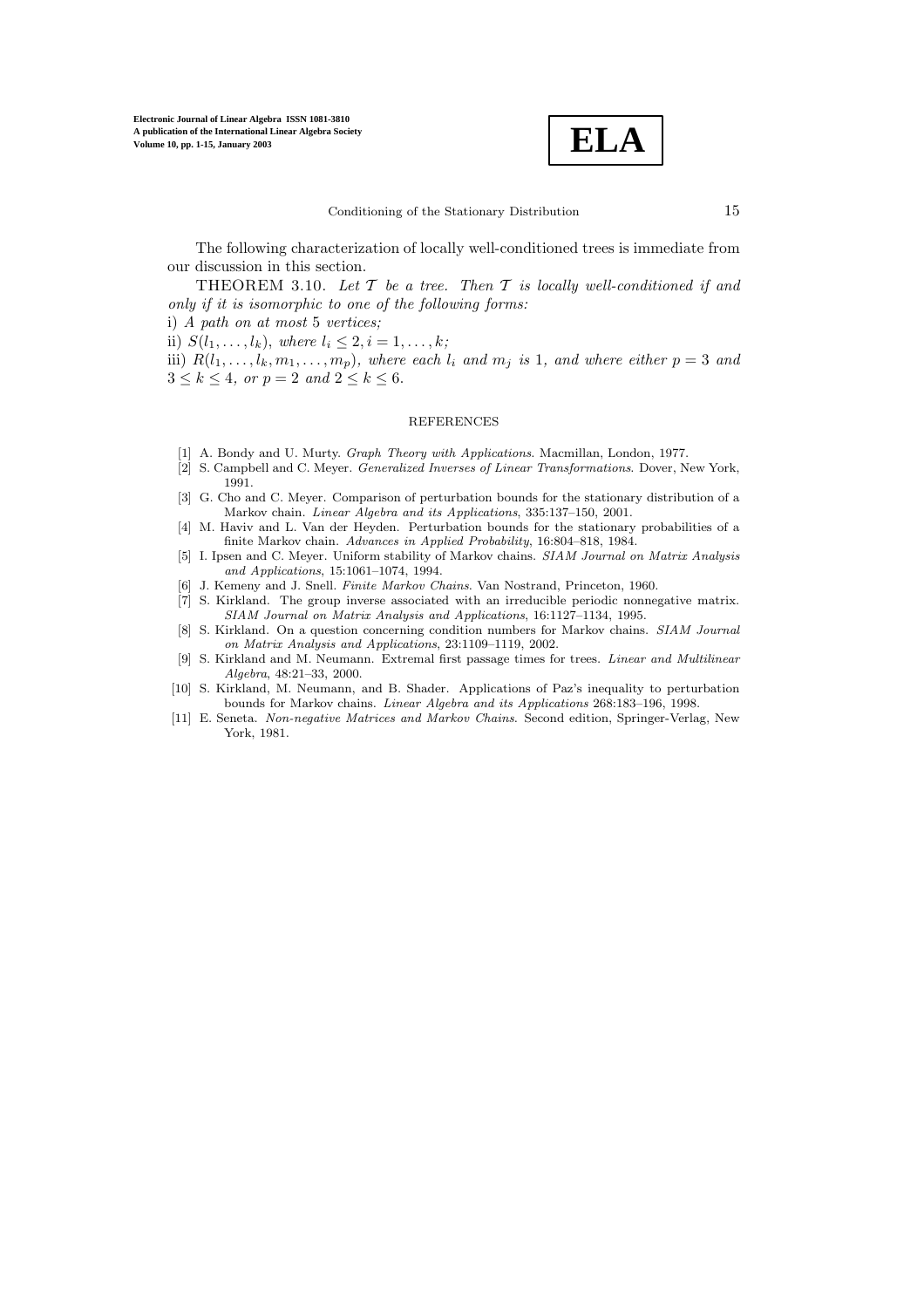The following characterization of locally well-conditioned trees is immediate from our discussion in this section.

THEOREM 3.10. *Let $\mathcal{T}$ be a tree. Then $\mathcal{T}$ is locally well-conditioned if and only if it is isomorphic to one of the following forms:*

i) *A path on at most 5 vertices;*

ii) $S(l_1, \ldots, l_k)$*, where* $l_i \leq 2, i = 1, \ldots, k$*;*

iii) $R(l_1, \ldots, l_k, m_1, \ldots, m_p)$*, where each* $l_i$ *and* $m_j$ *is* 1*, and where either* $p = 3$ *and* $3 \leq k \leq 4$*, or* $p = 2$ *and* $2 \leq k \leq 6$*.*

## REFERENCES

[1] A. Bondy and U. Murty. *Graph Theory with Applications.* Macmillan, London, 1977.

[2] S. Campbell and C. Meyer. *Generalized Inverses of Linear Transformations*. Dover, New York, 1991.

[3] G. Cho and C. Meyer. Comparison of perturbation bounds for the stationary distribution of a Markov chain. *Linear Algebra and its Applications*, 335:137–150, 2001.

[4] M. Haviv and L. Van der Heyden. Perturbation bounds for the stationary probabilities of a finite Markov chain. *Advances in Applied Probability*, 16:804–818, 1984.

[5] I. Ipsen and C. Meyer. Uniform stability of Markov chains. *SIAM Journal on Matrix Analysis and Applications*, 15:1061–1074, 1994.

[6] J. Kemeny and J. Snell. *Finite Markov Chains*. Van Nostrand, Princeton, 1960.

[7] S. Kirkland. The group inverse associated with an irreducible periodic nonnegative matrix. *SIAM Journal on Matrix Analysis and Applications*, 16:1127–1134, 1995.

[8] S. Kirkland. On a question concerning condition numbers for Markov chains. *SIAM Journal on Matrix Analysis and Applications*, 23:1109–1119, 2002.

[9] S. Kirkland and M. Neumann. Extremal first passage times for trees. *Linear and Multilinear Algebra*, 48:21–33, 2000.

[10] S. Kirkland, M. Neumann, and B. Shader. Applications of Paz's inequality to perturbation bounds for Markov chains. *Linear Algebra and its Applications* 268:183–196, 1998.

[11] E. Seneta. *Non-negative Matrices and Markov Chains*. Second edition, Springer-Verlag, New York, 1981.